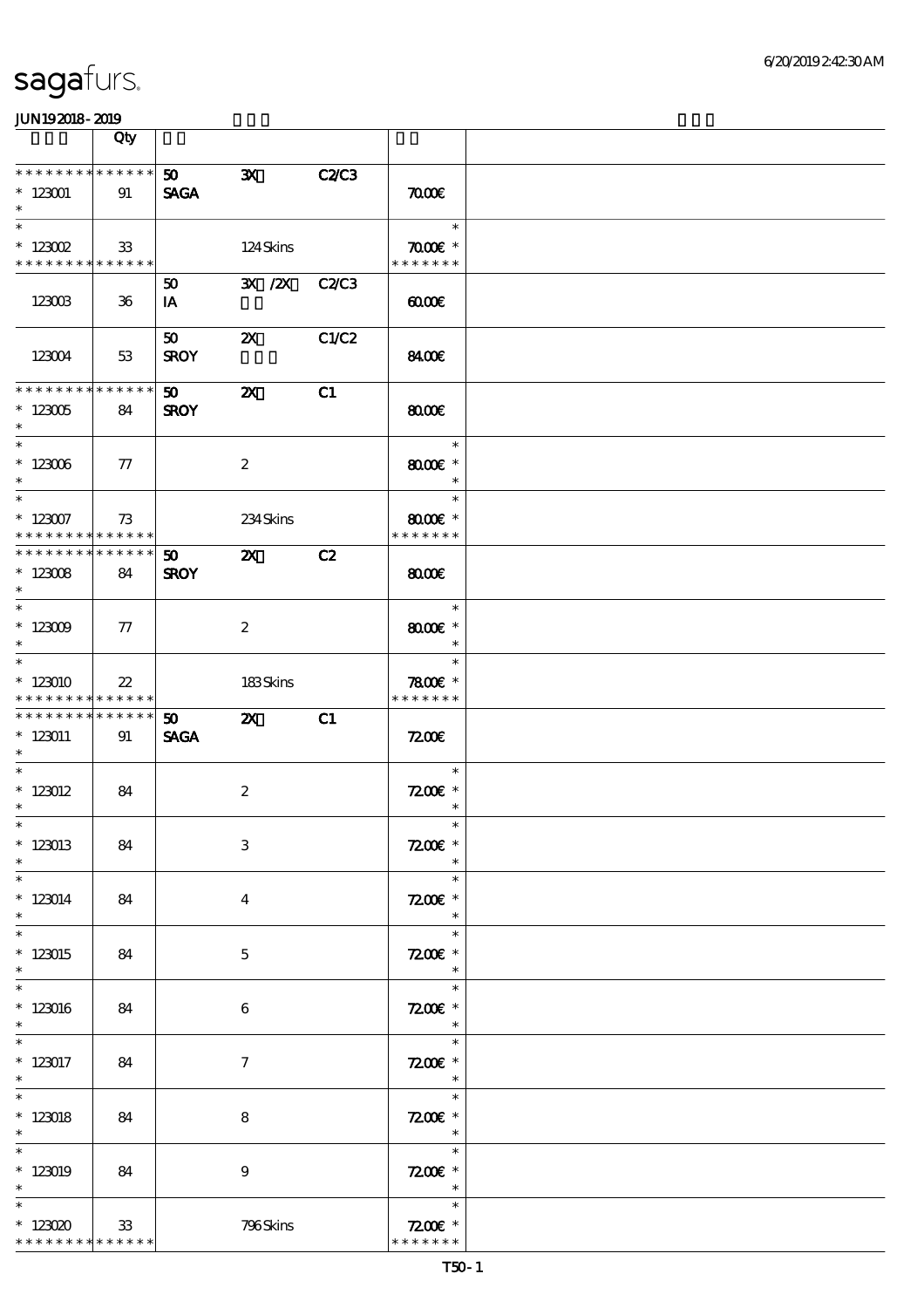# sagafurs.

JUN19 2018 - 2019

| | Qty | | | | | |
|---|---|---|---|---|---|---|
| * * * * * * * * * * * * * * | | 50 | 3X | C2/C3 | | |
| * 123001 | 91 | SAGA | | | 70.00€ | |
| * | | | | | | |
| * | | | | | * | |
| * 123002 | 33 | | 124 Skins | | 70.00€ * | |
| * * * * * * * * * * * * * * | | | | | * * * * * * * | |
| | | 50 | 3X /2X | C2/C3 | | |
| 123003 | 36 | IA | | | 60.00€ | |
| | | 50 | 2X | C1/C2 | | |
| 123004 | 53 | SROY | | | 84.00€ | |
| * * * * * * * * * * * * * * | | 50 | 2X | C1 | | |
| * 123005 | 84 | SROY | | | 80.00€ | |
| * | | | | | | |
| * | | | | | * | |
| * 123006 | 77 | | 2 | | 80.00€ * | |
| * | | | | | * | |
| * | | | | | * | |
| * 123007 | 73 | | 234 Skins | | 80.00€ * | |
| * * * * * * * * * * * * * * | | | | | * * * * * * * | |
| * * * * * * * * * * * * * * | | 50 | 2X | C2 | | |
| * 123008 | 84 | SROY | | | 80.00€ | |
| * | | | | | | |
| * | | | | | * | |
| * 123009 | 77 | | 2 | | 80.00€ * | |
| * | | | | | * | |
| * | | | | | * | |
| * 123010 | 22 | | 183 Skins | | 78.00€ * | |
| * * * * * * * * * * * * * * | | | | | * * * * * * * | |
| * * * * * * * * * * * * * * | | 50 | 2X | C1 | | |
| * 123011 | 91 | SAGA | | | 72.00€ | |
| * | | | | | | |
| * | | | | | * | |
| * 123012 | 84 | | 2 | | 72.00€ * | |
| * | | | | | * | |
| * | | | | | * | |
| * 123013 | 84 | | 3 | | 72.00€ * | |
| * | | | | | * | |
| * | | | | | * | |
| * 123014 | 84 | | 4 | | 72.00€ * | |
| * | | | | | * | |
| * | | | | | * | |
| * 123015 | 84 | | 5 | | 72.00€ * | |
| * | | | | | * | |
| * | | | | | * | |
| * 123016 | 84 | | 6 | | 72.00€ * | |
| * | | | | | * | |
| * | | | | | * | |
| * 123017 | 84 | | 7 | | 72.00€ * | |
| * | | | | | * | |
| * | | | | | * | |
| * 123018 | 84 | | 8 | | 72.00€ * | |
| * | | | | | * | |
| * | | | | | * | |
| * 123019 | 84 | | 9 | | 72.00€ * | |
| * | | | | | * | |
| * | | | | | * | |
| * 123020 | 33 | | 796 Skins | | 72.00€ * | |
| * * * * * * * * * * * * * * | | | | | * * * * * * * | |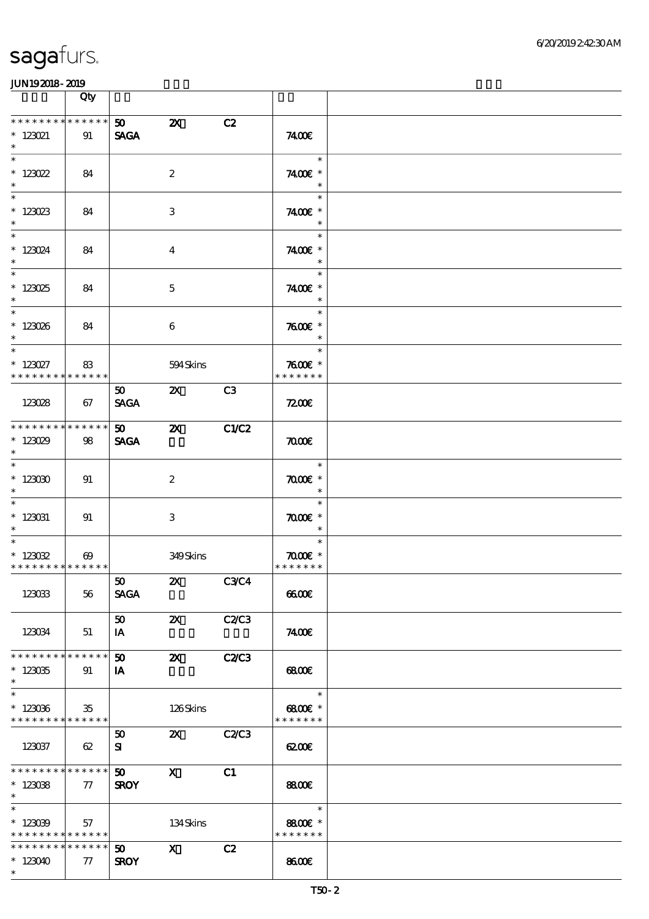# sagafurs.

JUN192018 - 2019

| | Qty | | | | | |
|---|---|---|---|---|---|---|
| * * * * * * * * * * * * * * | | 50 | 2X | C2 | | |
| * 123021 | 91 | SAGA | | | 74.00€ | |
| * | | | | | | |
| * 123022 | 84 | | 2 | | 74.00€ * | |
| * 123023 | 84 | | 3 | | 74.00€ * | |
| * 123024 | 84 | | 4 | | 74.00€ * | |
| * 123025 | 84 | | 5 | | 74.00€ * | |
| * 123026 | 84 | | 6 | | 76.00€ * | |
| * 123027 | 83 | | 594 Skins | | 76.00€ * | |
| * * * * * * * * * * * * * * | | | | | * * * * * * * | |
| | | 50 | 2X | C3 | | |
| 123028 | 67 | SAGA | | | 72.00€ | |
| * * * * * * * * * * * * * * | | 50 | 2X | C1/C2 | | |
| * 123029 | 98 | SAGA | | | 70.00€ | |
| * 123030 | 91 | | 2 | | 70.00€ * | |
| * 123031 | 91 | | 3 | | 70.00€ * | |
| * 123032 | 69 | | 349 Skins | | 70.00€ * | |
| * * * * * * * * * * * * * * | | | | | * * * * * * * | |
| | | 50 | 2X | C3/C4 | | |
| 123033 | 56 | SAGA | | | 66.00€ | |
| | | 50 | 2X | C2/C3 | | |
| 123034 | 51 | IA | | | 74.00€ | |
| * * * * * * * * * * * * * * | | 50 | 2X | C2/C3 | | |
| * 123035 | 91 | IA | | | 68.00€ | |
| * 123036 | 35 | | 126 Skins | | 68.00€ * | |
| * * * * * * * * * * * * * * | | | | | * * * * * * * | |
| | | 50 | 2X | C2/C3 | | |
| 123037 | 62 | SI | | | 62.00€ | |
| * * * * * * * * * * * * * * | | 50 | X | C1 | | |
| * 123038 | 77 | SROY | | | 88.00€ | |
| * 123039 | 57 | | 134 Skins | | 88.00€ * | |
| * * * * * * * * * * * * * * | | | | | * * * * * * * | |
| * * * * * * * * * * * * * * | | 50 | X | C2 | | |
| * 123040 | 77 | SROY | | | 86.00€ | |
| * | | | | | | |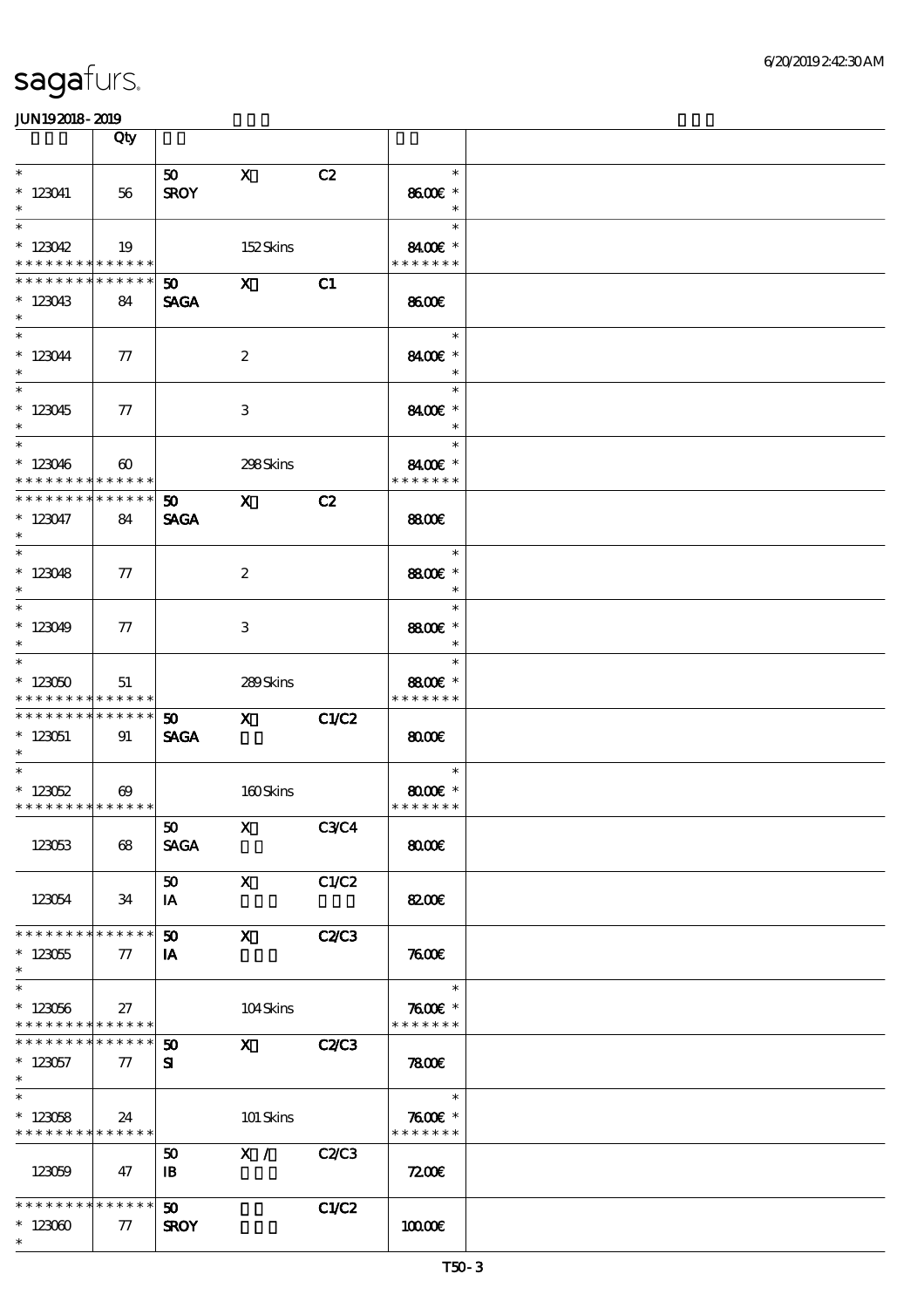# sagafurs.

JUN19 2018 - 2019

| | Qty | | | | | |
|---|---|---|---|---|---|---|
| * <br> * 123041 <br> * | 56 | 50 <br> SROY | X | C2 | * <br> 86.00€ * <br> * | |
| * <br> * 123042 <br> * * * * * * * * * * * * * | 19 | | 152 Skins | | * <br> 84.00€ * <br> * * * * * * * | |
| * * * * * * * * * * * * * <br> * 123043 <br> * | 84 | 50 <br> SAGA | X | C1 | 86.00€ | |
| * <br> * 123044 <br> * | 77 | | 2 | | * <br> 84.00€ * <br> * | |
| * <br> * 123045 <br> * | 77 | | 3 | | * <br> 84.00€ * <br> * | |
| * <br> * 123046 <br> * * * * * * * * * * * * * | 60 | | 298 Skins | | * <br> 84.00€ * <br> * * * * * * * | |
| * * * * * * * * * * * * * <br> * 123047 <br> * | 84 | 50 <br> SAGA | X | C2 | 88.00€ | |
| * <br> * 123048 <br> * | 77 | | 2 | | * <br> 88.00€ * <br> * | |
| * <br> * 123049 <br> * | 77 | | 3 | | * <br> 88.00€ * <br> * | |
| * <br> * 123050 <br> * * * * * * * * * * * * * | 51 | | 289 Skins | | * <br> 88.00€ * <br> * * * * * * * | |
| * * * * * * * * * * * * * <br> * 123051 <br> * | 91 | 50 <br> SAGA | X | C1/C2 | 80.00€ | |
| * <br> * 123052 <br> * * * * * * * * * * * * * | 69 | | 160 Skins | | * <br> 80.00€ * <br> * * * * * * * | |
| 123053 | 68 | 50 <br> SAGA | X | C3/C4 | 80.00€ | |
| 123054 | 34 | 50 <br> IA | X | C1/C2 | 82.00€ | |
| * * * * * * * * * * * * * <br> * 123055 <br> * | 77 | 50 <br> IA | X | C2/C3 | 76.00€ | |
| * <br> * 123056 <br> * * * * * * * * * * * * * | 27 | | 104 Skins | | * <br> 76.00€ * <br> * * * * * * * | |
| * * * * * * * * * * * * * <br> * 123057 <br> * | 77 | 50 <br> SI | X | C2/C3 | 78.00€ | |
| * <br> * 123058 <br> * * * * * * * * * * * * * | 24 | | 101 Skins | | * <br> 76.00€ * <br> * * * * * * * | |
| 123059 | 47 | 50 <br> IB | X / | C2/C3 | 72.00€ | |
| * * * * * * * * * * * * * <br> * 123060 <br> * | 77 | 50 <br> SROY | | C1/C2 | 100.00€ | |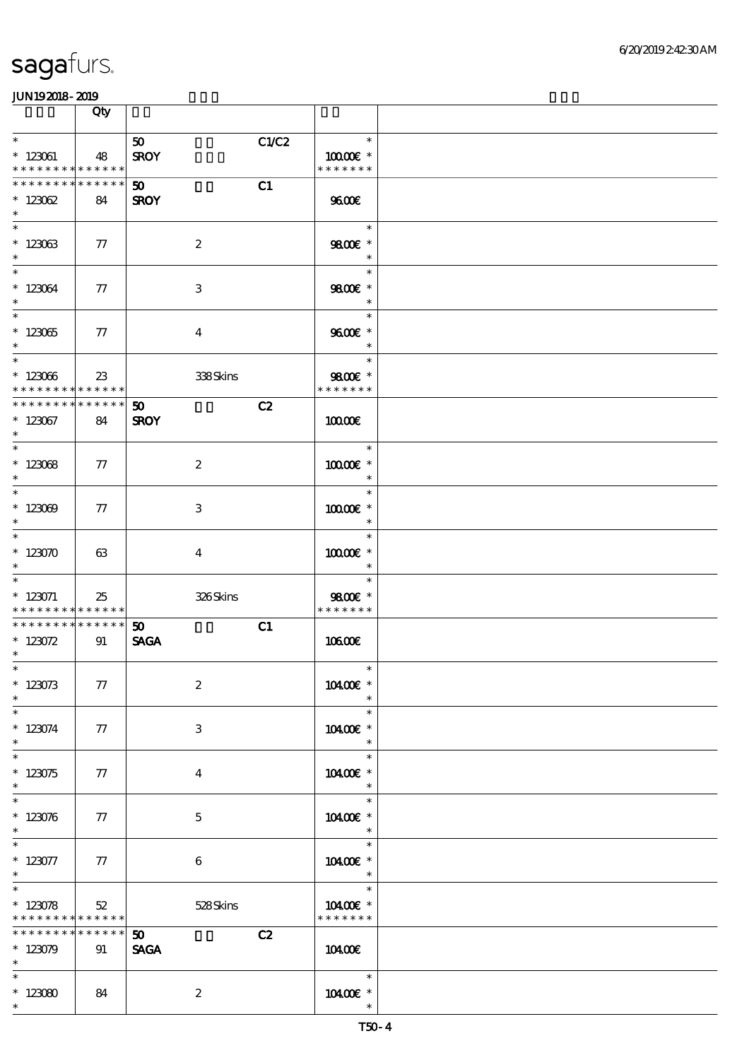**sagafurs.**

JUN19 2018 - 2019

| | Qty | | | | | |
|---|---|---|---|---|---|---|
| * <br> * 123061 <br> * * * * * * * * * * * * * * | 48 | 50 <br> SROY | | C1/C2 | * <br> 100.00€ * <br> * * * * * * * | |
| * * * * * * * * * * * * * * <br> * 123062 <br> * | 84 | 50 <br> SROY | | C1 | 96.00€ | |
| * <br> * 123063 <br> * | 77 | | 2 | | * <br> 98.00€ * <br> * | |
| * <br> * 123064 <br> * | 77 | | 3 | | * <br> 98.00€ * <br> * | |
| * <br> * 123065 <br> * | 77 | | 4 | | * <br> 96.00€ * <br> * | |
| * <br> * 123066 <br> * * * * * * * * * * * * * * | 23 | | 338 Skins | | * <br> 98.00€ * <br> * * * * * * * | |
| * * * * * * * * * * * * * * <br> * 123067 <br> * | 84 | 50 <br> SROY | | C2 | 100.00€ | |
| * <br> * 123068 <br> * | 77 | | 2 | | * <br> 100.00€ * <br> * | |
| * <br> * 123069 <br> * | 77 | | 3 | | * <br> 100.00€ * <br> * | |
| * <br> * 123070 <br> * | 63 | | 4 | | * <br> 100.00€ * <br> * | |
| * <br> * 123071 <br> * * * * * * * * * * * * * * | 25 | | 326 Skins | | * <br> 98.00€ * <br> * * * * * * * | |
| * * * * * * * * * * * * * * <br> * 123072 <br> * | 91 | 50 <br> SAGA | | C1 | 106.00€ | |
| * <br> * 123073 <br> * | 77 | | 2 | | * <br> 104.00€ * <br> * | |
| * <br> * 123074 <br> * | 77 | | 3 | | * <br> 104.00€ * <br> * | |
| * <br> * 123075 <br> * | 77 | | 4 | | * <br> 104.00€ * <br> * | |
| * <br> * 123076 <br> * | 77 | | 5 | | * <br> 104.00€ * <br> * | |
| * <br> * 123077 <br> * | 77 | | 6 | | * <br> 104.00€ * <br> * | |
| * <br> * 123078 <br> * * * * * * * * * * * * * * | 52 | | 528 Skins | | * <br> 104.00€ * <br> * * * * * * * | |
| * * * * * * * * * * * * * * <br> * 123079 <br> * | 91 | 50 <br> SAGA | | C2 | 104.00€ | |
| * <br> * 123080 <br> * | 84 | | 2 | | * <br> 104.00€ * <br> * | |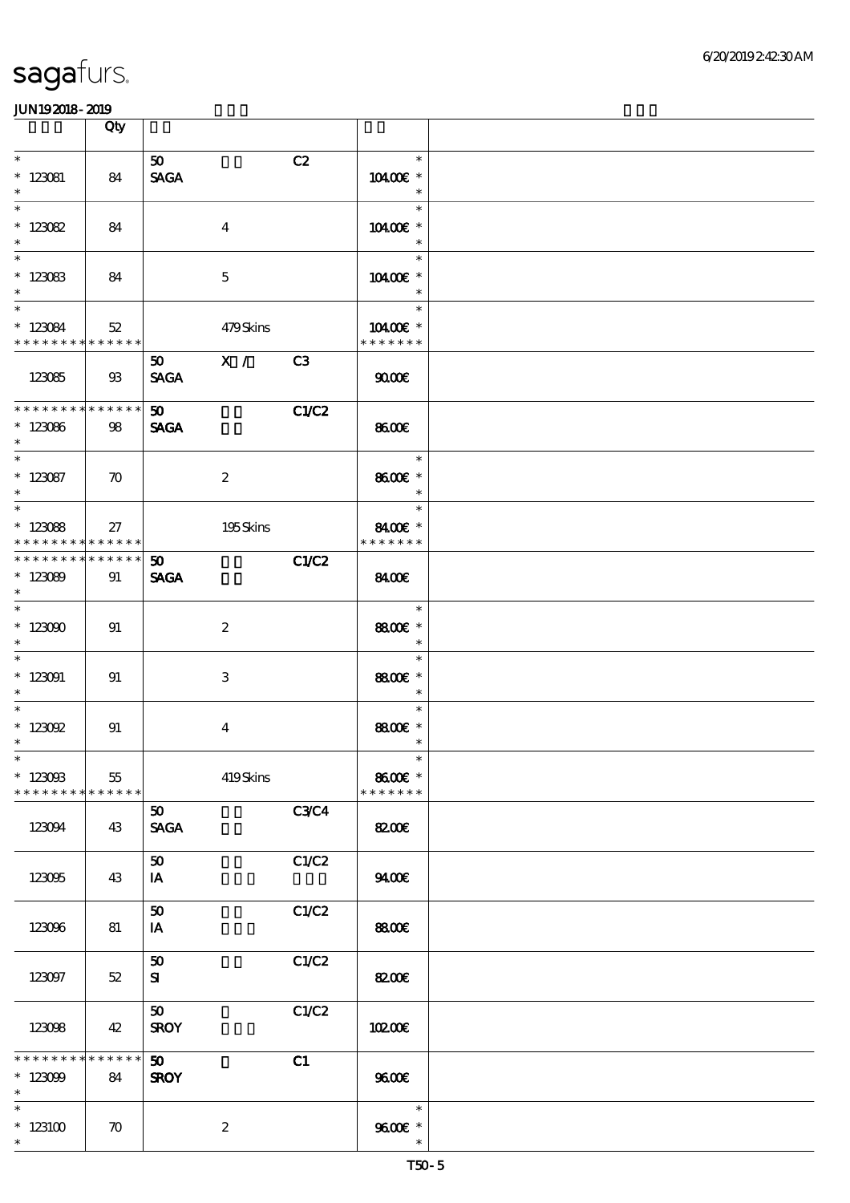# sagafurs.

JUN19 2018 - 2019

| | Qty | | | | |
|---|---|---|---|---|---|
| * <br> * 123081 <br> * | 84 | 50 <br> SAGA | | C2 | * <br> 104.00€ * <br> * |
| * <br> * 123082 <br> * | 84 | | 4 | | * <br> 104.00€ * <br> * |
| * <br> * 123083 <br> * | 84 | | 5 | | * <br> 104.00€ * <br> * |
| * <br> * 123084 <br> * * * * * * * * * * * * * * | 52 | | 479 Skins | | * <br> 104.00€ * <br> * * * * * * * |
| 123085 | 93 | 50 <br> SAGA | X / | C3 | 90.00€ |
| * * * * * * * * * * * * * * <br> * 123086 <br> * | 98 | 50 <br> SAGA | | C1/C2 | 86.00€ |
| * <br> * 123087 <br> * | 70 | | 2 | | * <br> 86.00€ * <br> * |
| * <br> * 123088 <br> * * * * * * * * * * * * * * | 27 | | 195 Skins | | * <br> 84.00€ * <br> * * * * * * * |
| * * * * * * * * * * * * * * <br> * 123089 <br> * | 91 | 50 <br> SAGA | | C1/C2 | 84.00€ |
| * <br> * 123090 <br> * | 91 | | 2 | | * <br> 88.00€ * <br> * |
| * <br> * 123091 <br> * | 91 | | 3 | | * <br> 88.00€ * <br> * |
| * <br> * 123092 <br> * | 91 | | 4 | | * <br> 88.00€ * <br> * |
| * <br> * 123093 <br> * * * * * * * * * * * * * * | 55 | | 419 Skins | | * <br> 86.00€ * <br> * * * * * * * |
| 123094 | 43 | 50 <br> SAGA | | C3/C4 | 82.00€ |
| 123095 | 43 | 50 <br> IA | | C1/C2 | 94.00€ |
| 123096 | 81 | 50 <br> IA | | C1/C2 | 88.00€ |
| 123097 | 52 | 50 <br> SI | | C1/C2 | 82.00€ |
| 123098 | 42 | 50 <br> SROY | | C1/C2 | 102.00€ |
| * * * * * * * * * * * * * * <br> * 123099 <br> * | 84 | 50 <br> SROY | | C1 | 96.00€ |
| * <br> * 123100 <br> * | 70 | | 2 | | * <br> 96.00€ * <br> * |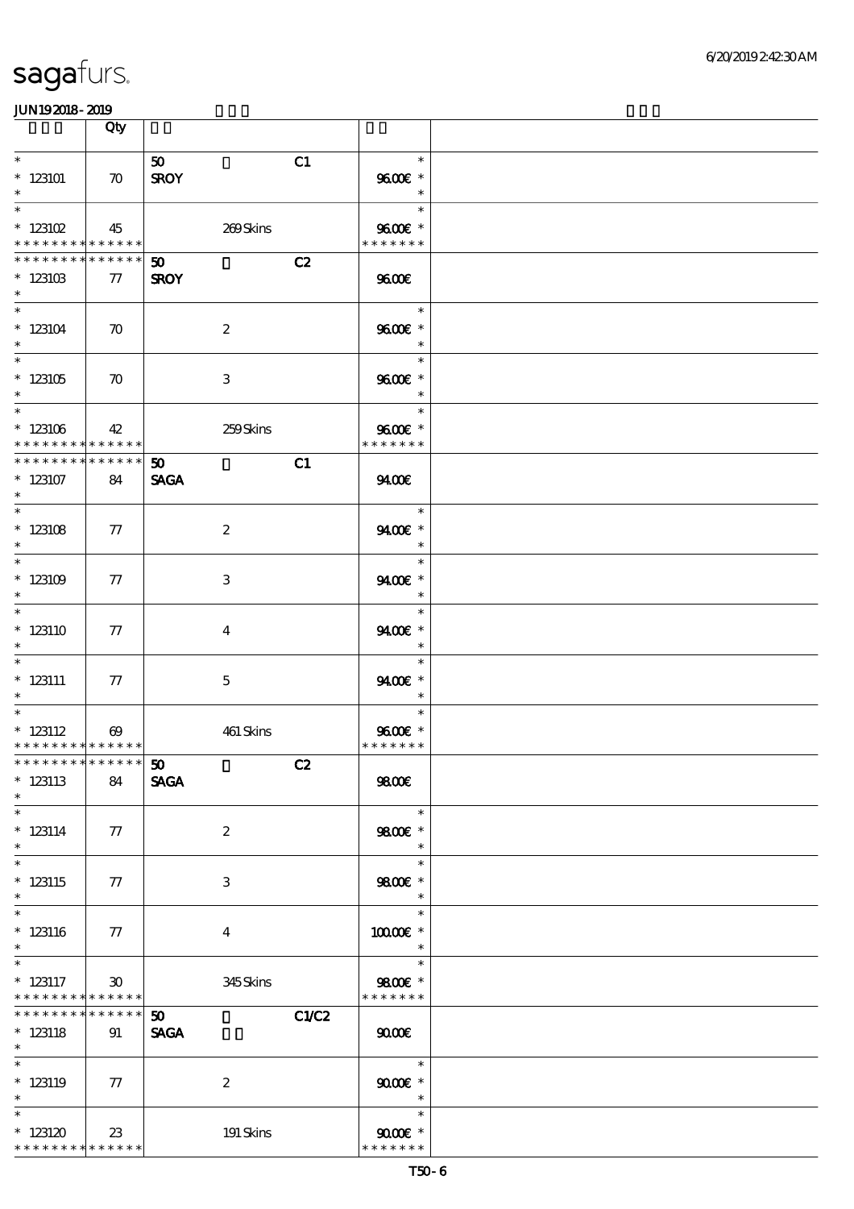| | Qty | | | | | |
|---|---|---|---|---|---|---|
| * 123101 * | 70 | 50 SROY | | C1 | 96.00€ * | |
| * 123102 * * * * * * * * * * * * * * | 45 | | 269 Skins | | 96.00€ * * * * * * * * | |
| * * * * * * * * * * * * * * 123103 * | 77 | 50 SROY | | C2 | 96.00€ | |
| * 123104 * | 70 | | 2 | | 96.00€ * | |
| * 123105 * | 70 | | 3 | | 96.00€ * | |
| * 123106 * * * * * * * * * * * * * * | 42 | | 259 Skins | | 96.00€ * * * * * * * * | |
| * * * * * * * * * * * * * * 123107 * | 84 | 50 SAGA | | C1 | 94.00€ | |
| * 123108 * | 77 | | 2 | | 94.00€ * | |
| * 123109 * | 77 | | 3 | | 94.00€ * | |
| * 123110 * | 77 | | 4 | | 94.00€ * | |
| * 123111 * | 77 | | 5 | | 94.00€ * | |
| * 123112 * * * * * * * * * * * * * * | 69 | | 461 Skins | | 96.00€ * * * * * * * * | |
| * * * * * * * * * * * * * * 123113 * | 84 | 50 SAGA | | C2 | 98.00€ | |
| * 123114 * | 77 | | 2 | | 98.00€ * | |
| * 123115 * | 77 | | 3 | | 98.00€ * | |
| * 123116 * | 77 | | 4 | | 100.00€ * | |
| * 123117 * * * * * * * * * * * * * * | 30 | | 345 Skins | | 98.00€ * * * * * * * * | |
| * * * * * * * * * * * * * * 123118 * | 91 | 50 SAGA | | C1/C2 | 90.00€ | |
| * 123119 * | 77 | | 2 | | 90.00€ * | |
| * 123120 * * * * * * * * * * * * * * | 23 | | 191 Skins | | 90.00€ * * * * * * * * | |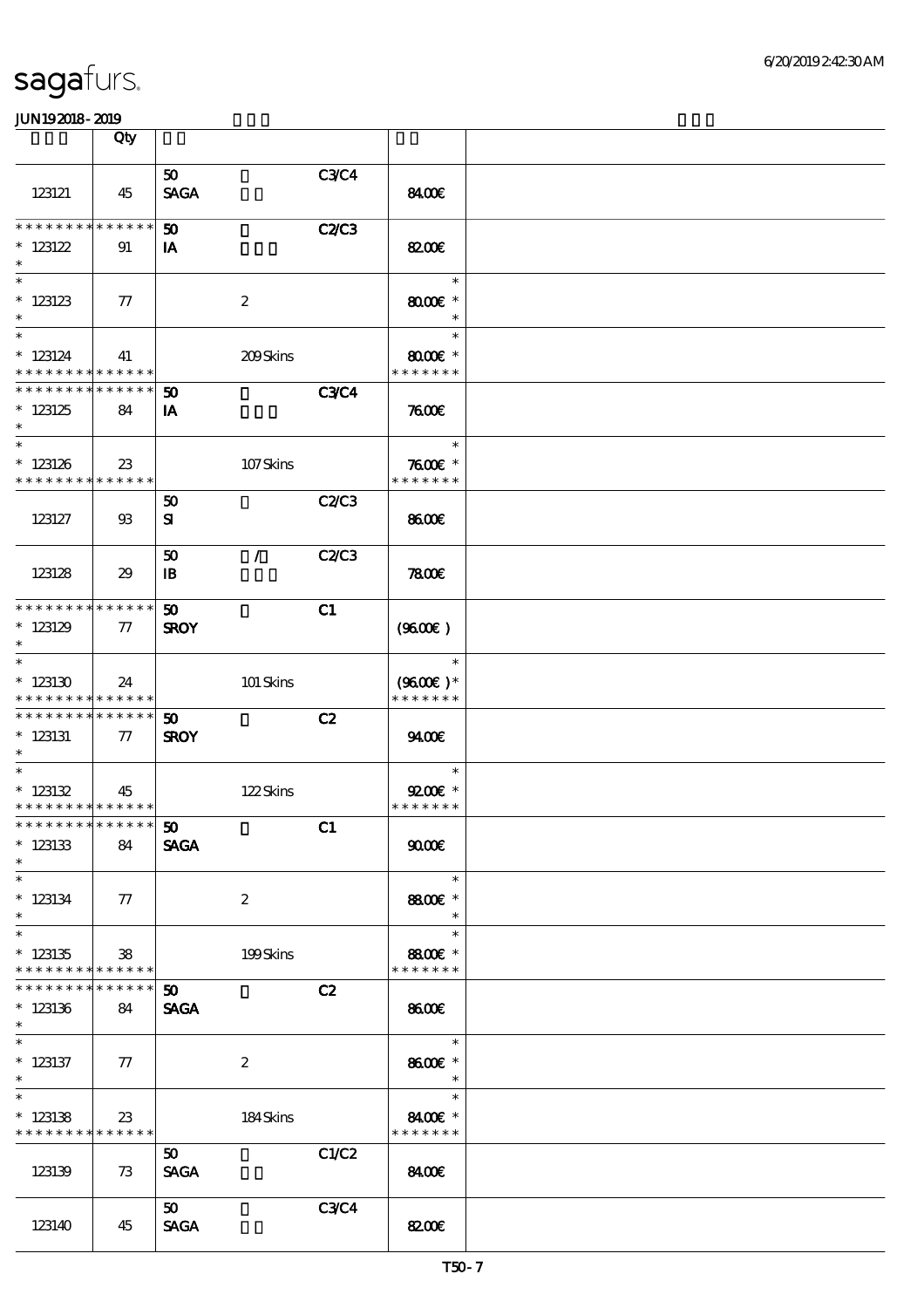| | Qty | | | | | |
|---|---|---|---|---|---|---|
| 123121 | 45 | 50 SAGA | | C3/C4 | 84.00€ | |
| * * * * * * * * * * * * * * * 123122 * | 91 | 50 IA | | C2/C3 | 82.00€ | |
| * * 123123 * | 77 | | 2 | | * 80.00€ * * | |
| * * 123124 * * * * * * * * * * * * * * | 41 | | 209 Skins | | * 80.00€ * * * * * * * * | |
| * * * * * * * * * * * * * * * 123125 * | 84 | 50 IA | | C3/C4 | 76.00€ | |
| * * 123126 * * * * * * * * * * * * * * | 23 | | 107 Skins | | * 76.00€ * * * * * * * * | |
| 123127 | 93 | 50 SI | | C2/C3 | 86.00€ | |
| 123128 | 29 | 50 IB | / | C2/C3 | 78.00€ | |
| * * * * * * * * * * * * * * * 123129 * | 77 | 50 SROY | | C1 | (96.00€) | |
| * * 123130 * * * * * * * * * * * * * * | 24 | | 101 Skins | | * (96.00€) * * * * * * * * | |
| * * * * * * * * * * * * * * * 123131 * | 77 | 50 SROY | | C2 | 94.00€ | |
| * * 123132 * * * * * * * * * * * * * * | 45 | | 122 Skins | | * 92.00€ * * * * * * * * | |
| * * * * * * * * * * * * * * * 123133 * | 84 | 50 SAGA | | C1 | 90.00€ | |
| * * 123134 * | 77 | | 2 | | * 88.00€ * * | |
| * * 123135 * * * * * * * * * * * * * * | 38 | | 199 Skins | | * 88.00€ * * * * * * * * | |
| * * * * * * * * * * * * * * * 123136 * | 84 | 50 SAGA | | C2 | 86.00€ | |
| * * 123137 * | 77 | | 2 | | * 86.00€ * * | |
| * * 123138 * * * * * * * * * * * * * * | 23 | | 184 Skins | | * 84.00€ * * * * * * * * | |
| 123139 | 73 | 50 SAGA | | C1/C2 | 84.00€ | |
| 123140 | 45 | 50 SAGA | | C3/C4 | 82.00€ | |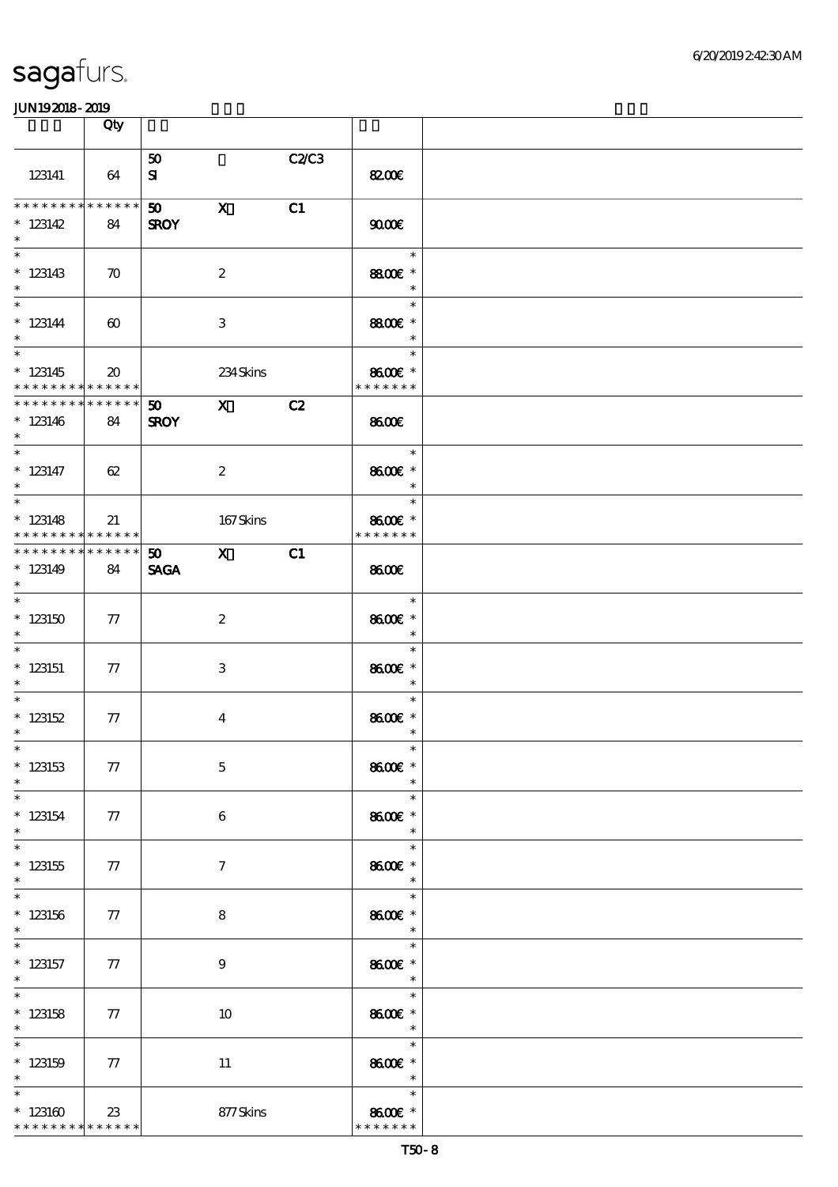| | Qty | | | | |
|---|---|---|---|---|---|
| 123141 | 64 | 50 SI | | C2/C3 | 82.00€ |
| * * * * * * * * * * * * * * 123142 * | 84 | 50 SROY | X | C1 | 90.00€ |
| * * 123143 * | 70 | | 2 | | * 88.00€ * * |
| * * 123144 * | 60 | | 3 | | * 88.00€ * * |
| * * 123145 * * * * * * * * * * * * * | 20 | | 234 Skins | | * 86.00€ * * * * * * * * |
| * * * * * * * * * * * * * * 123146 * | 84 | 50 SROY | X | C2 | 86.00€ |
| * * 123147 * | 62 | | 2 | | * 86.00€ * * |
| * * 123148 * * * * * * * * * * * * * | 21 | | 167 Skins | | * 86.00€ * * * * * * * * |
| * * * * * * * * * * * * * * 123149 * | 84 | 50 SAGA | X | C1 | 86.00€ |
| * * 123150 * | 77 | | 2 | | * 86.00€ * * |
| * * 123151 * | 77 | | 3 | | * 86.00€ * * |
| * * 123152 * | 77 | | 4 | | * 86.00€ * * |
| * * 123153 * | 77 | | 5 | | * 86.00€ * * |
| * * 123154 * | 77 | | 6 | | * 86.00€ * * |
| * * 123155 * | 77 | | 7 | | * 86.00€ * * |
| * * 123156 * | 77 | | 8 | | * 86.00€ * * |
| * * 123157 * | 77 | | 9 | | * 86.00€ * * |
| * * 123158 * | 77 | | 10 | | * 86.00€ * * |
| * * 123159 * | 77 | | 11 | | * 86.00€ * * |
| * * 123160 * * * * * * * * * * * * * | 23 | | 877 Skins | | * 86.00€ * * * * * * * * |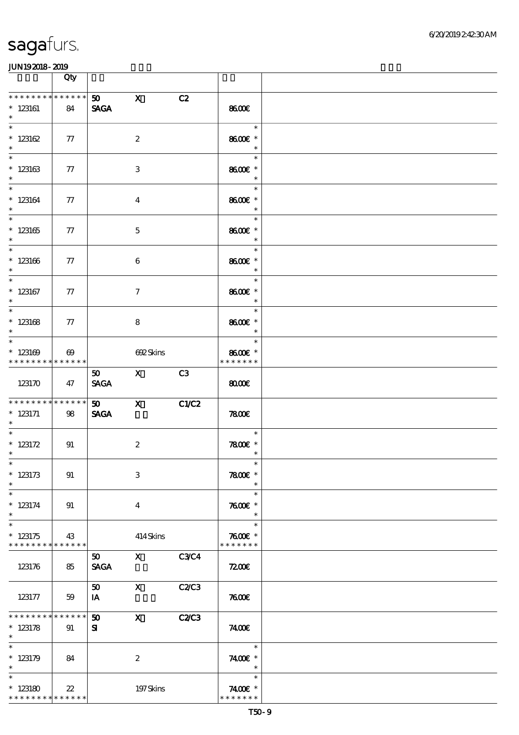sagafurs.

JUN19 2018 - 2019

| | Qty | | | | | |
|---|---|---|---|---|---|---|
| * * * * * * * * * * * * * * | | 50 | X | C2 | | |
| * 123161 | 84 | SAGA | | | 86.00€ | |
| * 123162 | 77 | | 2 | | 86.00€ * | |
| * 123163 | 77 | | 3 | | 86.00€ * | |
| * 123164 | 77 | | 4 | | 86.00€ * | |
| * 123165 | 77 | | 5 | | 86.00€ * | |
| * 123166 | 77 | | 6 | | 86.00€ * | |
| * 123167 | 77 | | 7 | | 86.00€ * | |
| * 123168 | 77 | | 8 | | 86.00€ * | |
| * 123169 | 69 | | 692 Skins | | 86.00€ * | |
| * * * * * * * * * * * * * * | | | | | * * * * * * * | |
| | | 50 | X | C3 | | |
| 123170 | 47 | SAGA | | | 80.00€ | |
| * * * * * * * * * * * * * * | | 50 | X | C1/C2 | | |
| * 123171 | 98 | SAGA | | | 78.00€ | |
| * 123172 | 91 | | 2 | | 78.00€ * | |
| * 123173 | 91 | | 3 | | 78.00€ * | |
| * 123174 | 91 | | 4 | | 76.00€ * | |
| * 123175 | 43 | | 414 Skins | | 76.00€ * | |
| * * * * * * * * * * * * * * | | | | | * * * * * * * | |
| | | 50 | X | C3/C4 | | |
| 123176 | 85 | SAGA | | | 72.00€ | |
| | | 50 | X | C2/C3 | | |
| 123177 | 59 | IA | | | 76.00€ | |
| * * * * * * * * * * * * * * | | 50 | X | C2/C3 | | |
| * 123178 | 91 | SI | | | 74.00€ | |
| * 123179 | 84 | | 2 | | 74.00€ * | |
| * 123180 | 22 | | 197 Skins | | 74.00€ * | |
| * * * * * * * * * * * * * * | | | | | * * * * * * * | |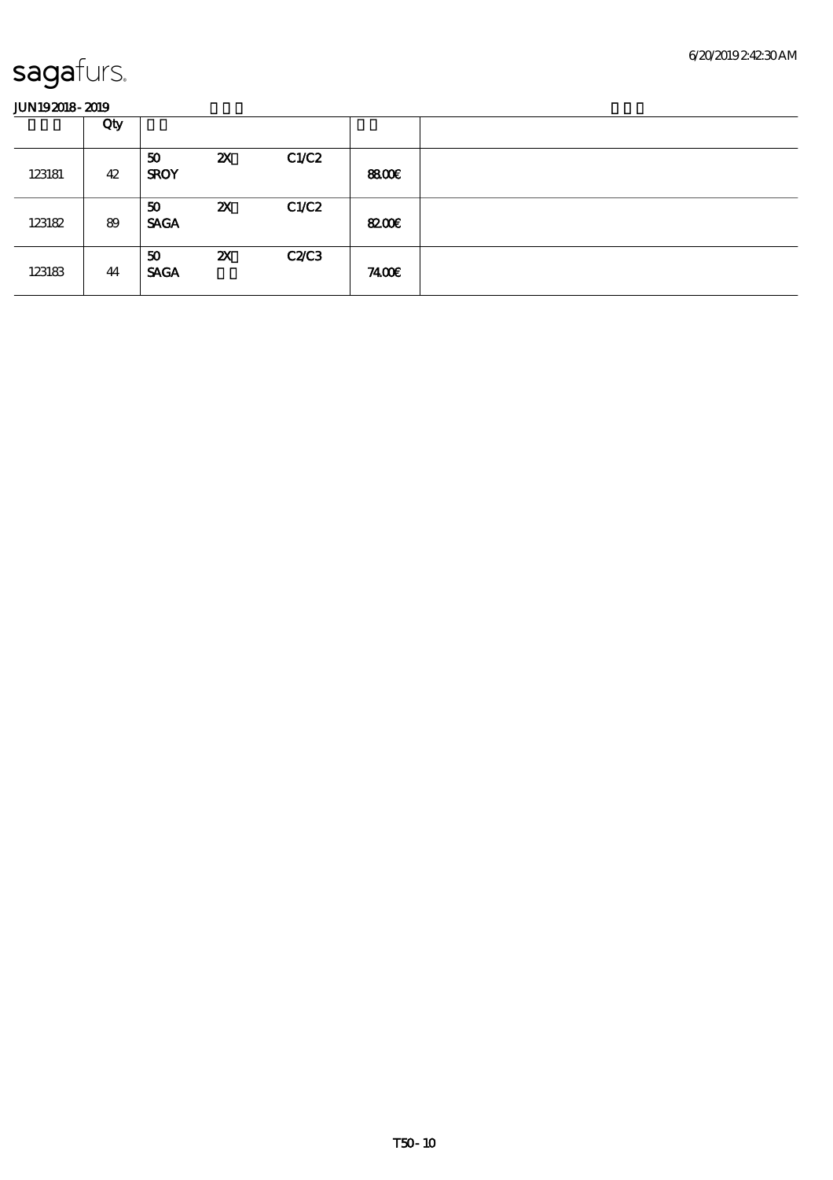sagafurs.

JUN19 2018 - 2019

| | Qty | | | | | |
|---|---|---|---|---|---|---|
| 123181 | 42 | 50 SROY | 2X | C1/C2 | 88.00€ | |
| 123182 | 89 | 50 SAGA | 2X | C1/C2 | 82.00€ | |
| 123183 | 44 | 50 SAGA | 2X | C2/C3 | 74.00€ | |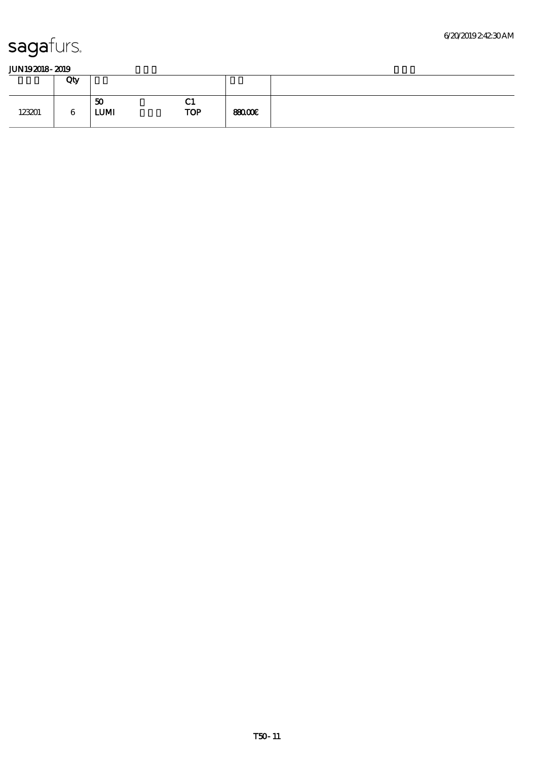sagafurs.

JUN19 2018 - 2019

| | Qty | | | | |
|---|---|---|---|---|---|
| 123201 | 6 | 50<br>LUMI | C1<br>TOP | 880.00€ | |

T50 - 11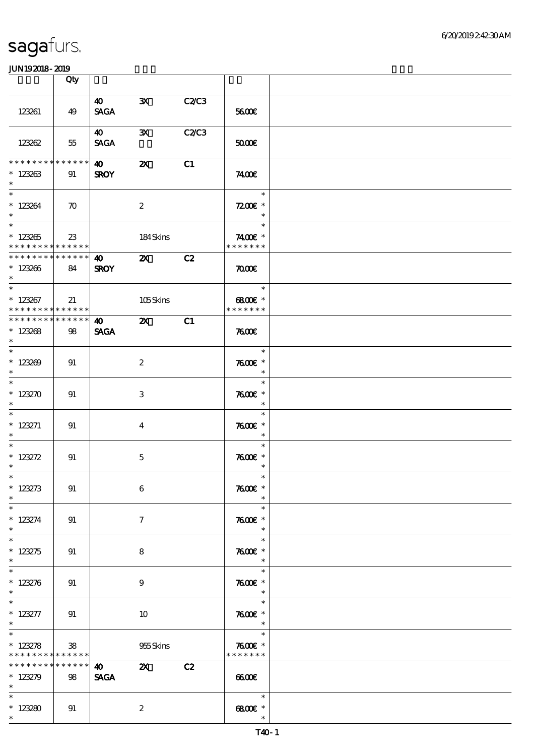# sagafurs.

JUN192018-2019

| | Qty | | | | | |
|---|---|---|---|---|---|---|
| 123261 | 49 | 40 SAGA | 3X | C2/C3 | 56.00€ | |
| 123262 | 55 | 40 SAGA | 3X | C2/C3 | 50.00€ | |
| * * * * * * * * * * * * * * 123263 * | 91 | 40 SROY | 2X | C1 | 74.00€ | |
| * * 123264 * | 70 | | 2 | | * 72.00€ * * | |
| * * 123265 * * * * * * * * * * * * * * | 23 | | 184 Skins | | * 74.00€ * * * * * * * * | |
| * * * * * * * * * * * * * * 123266 * | 84 | 40 SROY | 2X | C2 | 70.00€ | |
| * * 123267 * * * * * * * * * * * * * * | 21 | | 105 Skins | | * 68.00€ * * * * * * * * | |
| * * * * * * * * * * * * * * 123268 * | 98 | 40 SAGA | 2X | C1 | 76.00€ | |
| * * 123269 * | 91 | | 2 | | * 76.00€ * * | |
| * * 123270 * | 91 | | 3 | | * 76.00€ * * | |
| * * 123271 * | 91 | | 4 | | * 76.00€ * * | |
| * * 123272 * | 91 | | 5 | | * 76.00€ * * | |
| * * 123273 * | 91 | | 6 | | * 76.00€ * * | |
| * * 123274 * | 91 | | 7 | | * 76.00€ * * | |
| * * 123275 * | 91 | | 8 | | * 76.00€ * * | |
| * * 123276 * | 91 | | 9 | | * 76.00€ * * | |
| * * 123277 * | 91 | | 10 | | * 76.00€ * * | |
| * * 123278 * * * * * * * * * * * * * * | 38 | | 955 Skins | | * 76.00€ * * * * * * * * | |
| * * * * * * * * * * * * * * 123279 * | 98 | 40 SAGA | 2X | C2 | 66.00€ | |
| * * 123280 * | 91 | | 2 | | * 68.00€ * * | |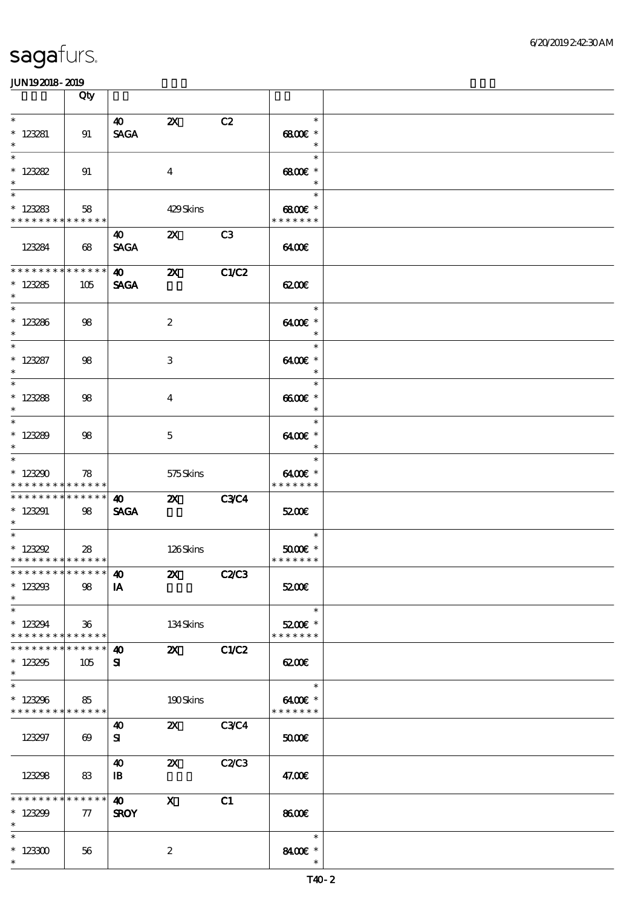| | Qty | | | | | |
|---|---|---|---|---|---|---|
| * <br> * 123281 <br> * | 91 | 40 <br> SAGA | 2X | C2 | * <br> 68.00€ * <br> * | |
| * <br> * 123282 <br> * | 91 | | 4 | | * <br> 68.00€ * <br> * | |
| * <br> * 123283 <br> * * * * * * * * * * * * * * | 58 | | 429 Skins | | * <br> 68.00€ * <br> * * * * * * * | |
| 123284 | 68 | 40 <br> SAGA | 2X | C3 | 64.00€ | |
| * * * * * * * * * * * * * * <br> * 123285 <br> * | 105 | 40 <br> SAGA | 2X | C1/C2 | 62.00€ | |
| * <br> * 123286 <br> * | 98 | | 2 | | * <br> 64.00€ * <br> * | |
| * <br> * 123287 <br> * | 98 | | 3 | | * <br> 64.00€ * <br> * | |
| * <br> * 123288 <br> * | 98 | | 4 | | * <br> 66.00€ * <br> * | |
| * <br> * 123289 <br> * | 98 | | 5 | | * <br> 64.00€ * <br> * | |
| * <br> * 123290 <br> * * * * * * * * * * * * * * | 78 | | 575 Skins | | * <br> 64.00€ * <br> * * * * * * * | |
| * * * * * * * * * * * * * * <br> * 123291 <br> * | 98 | 40 <br> SAGA | 2X | C3/C4 | 52.00€ | |
| * <br> * 123292 <br> * * * * * * * * * * * * * * | 28 | | 126 Skins | | * <br> 50.00€ * <br> * * * * * * * | |
| * * * * * * * * * * * * * * <br> * 123293 <br> * | 98 | 40 <br> IA | 2X | C2/C3 | 52.00€ | |
| * <br> * 123294 <br> * * * * * * * * * * * * * * | 36 | | 134 Skins | | * <br> 52.00€ * <br> * * * * * * * | |
| * * * * * * * * * * * * * * <br> * 123295 <br> * | 105 | 40 <br> SI | 2X | C1/C2 | 62.00€ | |
| * <br> * 123296 <br> * * * * * * * * * * * * * * | 85 | | 190 Skins | | * <br> 64.00€ * <br> * * * * * * * | |
| 123297 | 69 | 40 <br> SI | 2X | C3/C4 | 50.00€ | |
| 123298 | 83 | 40 <br> IB | 2X | C2/C3 | 47.00€ | |
| * * * * * * * * * * * * * * <br> * 123299 <br> * | 77 | 40 <br> SROY | X | C1 | 86.00€ | |
| * <br> * 123300 <br> * | 56 | | 2 | | * <br> 84.00€ * <br> * | |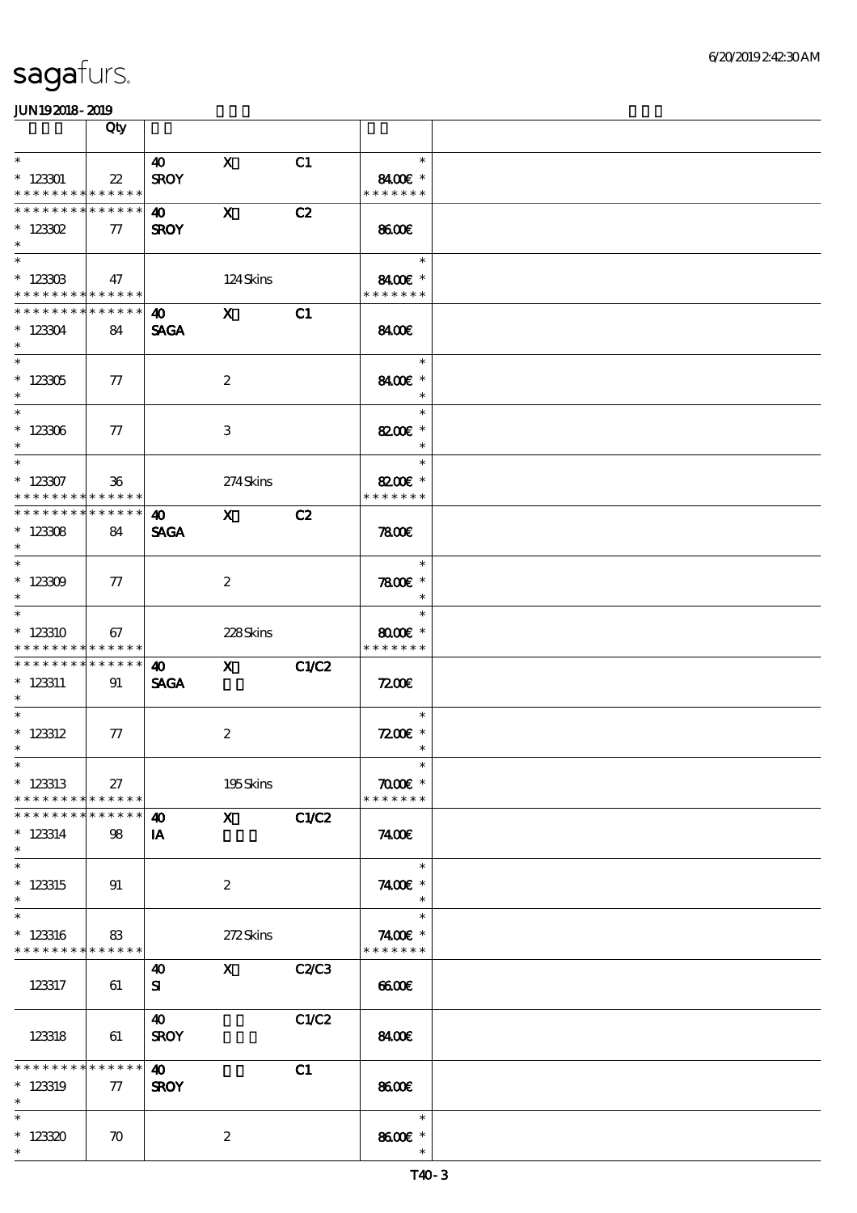sagafurs.

JUN192018-2019

| | Qty | | | | | |
|---|---|---|---|---|---|---|
| * <br> * 123301 <br> * * * * * * * * * * * * * * | 22 | 40 <br> SROY | X | C1 | * <br> 84.00€ * <br> * * * * * * * | |
| * * * * * * * * * * * * * * <br> * 123302 <br> * | 77 | 40 <br> SROY | X | C2 | 86.00€ | |
| * <br> * 123303 <br> * * * * * * * * * * * * * * | 47 | | 124 Skins | | * <br> 84.00€ * <br> * * * * * * * | |
| * * * * * * * * * * * * * * <br> * 123304 <br> * | 84 | 40 <br> SAGA | X | C1 | 84.00€ | |
| * <br> * 123305 <br> * | 77 | | 2 | | * <br> 84.00€ * <br> * | |
| * <br> * 123306 <br> * | 77 | | 3 | | * <br> 82.00€ * <br> * | |
| * <br> * 123307 <br> * * * * * * * * * * * * * * | 36 | | 274 Skins | | * <br> 82.00€ * <br> * * * * * * * | |
| * * * * * * * * * * * * * * <br> * 123308 <br> * | 84 | 40 <br> SAGA | X | C2 | 78.00€ | |
| * <br> * 123309 <br> * | 77 | | 2 | | * <br> 78.00€ * <br> * | |
| * <br> * 123310 <br> * * * * * * * * * * * * * * | 67 | | 228 Skins | | * <br> 80.00€ * <br> * * * * * * * | |
| * * * * * * * * * * * * * * <br> * 123311 <br> * | 91 | 40 <br> SAGA | X | C1/C2 | 72.00€ | |
| * <br> * 123312 <br> * | 77 | | 2 | | * <br> 72.00€ * <br> * | |
| * <br> * 123313 <br> * * * * * * * * * * * * * * | 27 | | 195 Skins | | * <br> 70.00€ * <br> * * * * * * * | |
| * * * * * * * * * * * * * * <br> * 123314 <br> * | 98 | 40 <br> IA | X | C1/C2 | 74.00€ | |
| * <br> * 123315 <br> * | 91 | | 2 | | * <br> 74.00€ * <br> * | |
| * <br> * 123316 <br> * * * * * * * * * * * * * * | 83 | | 272 Skins | | * <br> 74.00€ * <br> * * * * * * * | |
| 123317 | 61 | 40 <br> SI | X | C2/C3 | 66.00€ | |
| 123318 | 61 | 40 <br> SROY | | C1/C2 | 84.00€ | |
| * * * * * * * * * * * * * * <br> * 123319 <br> * | 77 | 40 <br> SROY | | C1 | 86.00€ | |
| * <br> * 123320 <br> * | 70 | | 2 | | * <br> 86.00€ * <br> * | |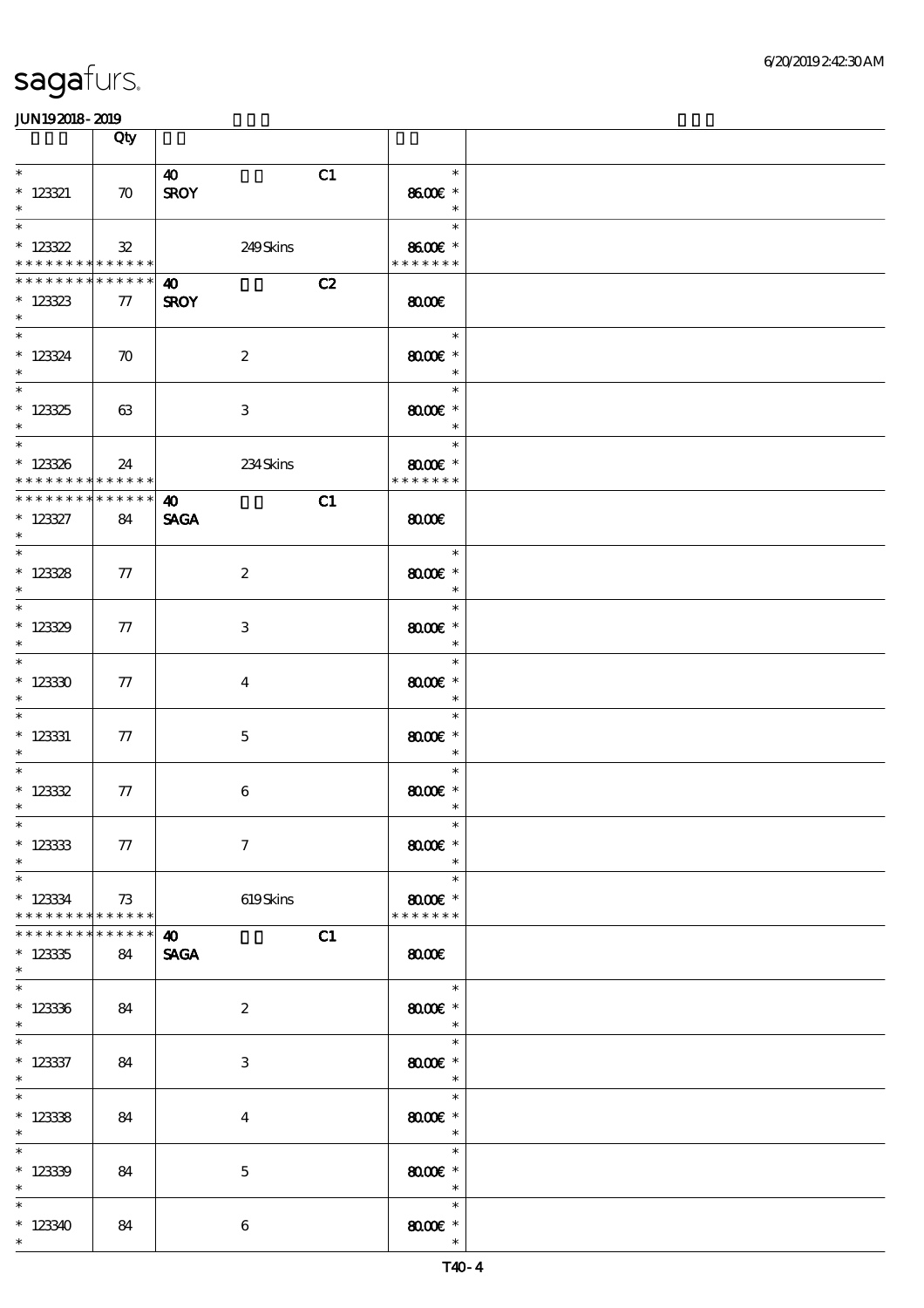| | Qty | | | | | |
|---|---|---|---|---|---|---|
| * 123321 * | 70 | 40 SROY | | C1 | * 86.00€ * * | |
| * 123322 * * * * * * * * * * * * * * | 32 | | 249 Skins | | * 86.00€ * * * * * * * * | |
| * * * * * * * * * * * * * * 123323 * | 77 | 40 SROY | | C2 | 80.00€ | |
| * 123324 * | 70 | | 2 | | * 80.00€ * * | |
| * 123325 * | 63 | | 3 | | * 80.00€ * * | |
| * 123326 * * * * * * * * * * * * * * | 24 | | 234 Skins | | * 80.00€ * * * * * * * * | |
| * * * * * * * * * * * * * * 123327 * | 84 | 40 SAGA | | C1 | 80.00€ | |
| * 123328 * | 77 | | 2 | | * 80.00€ * * | |
| * 123329 * | 77 | | 3 | | * 80.00€ * * | |
| * 123330 * | 77 | | 4 | | * 80.00€ * * | |
| * 123331 * | 77 | | 5 | | * 80.00€ * * | |
| * 123332 * | 77 | | 6 | | * 80.00€ * * | |
| * 123333 * | 77 | | 7 | | * 80.00€ * * | |
| * 123334 * * * * * * * * * * * * * * | 73 | | 619 Skins | | * 80.00€ * * * * * * * * | |
| * * * * * * * * * * * * * * 123335 * | 84 | 40 SAGA | | C1 | 80.00€ | |
| * 123336 * | 84 | | 2 | | * 80.00€ * * | |
| * 123337 * | 84 | | 3 | | * 80.00€ * * | |
| * 123338 * | 84 | | 4 | | * 80.00€ * * | |
| * 123339 * | 84 | | 5 | | * 80.00€ * * | |
| * 123340 * | 84 | | 6 | | * 80.00€ * * | |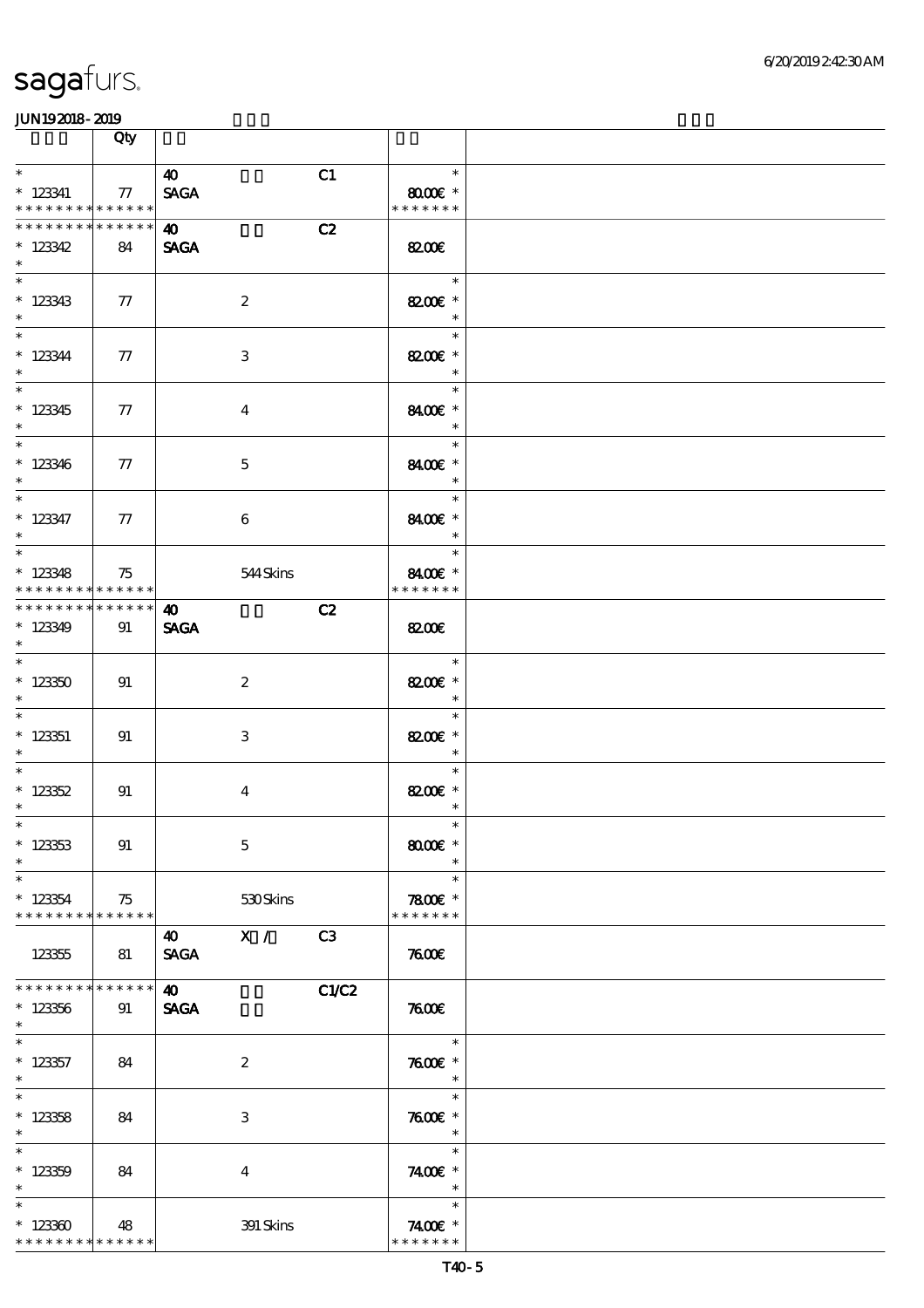| | Qty | | | | | |
|---|---|---|---|---|---|---|
| * <br> * 123341 <br> * * * * * * * * * * * * * | 77 | 40 <br> SAGA | | C1 | * <br> 80.00€ * <br> * * * * * * * | |
| * * * * * * * * * * * * * <br> * 123342 <br> * | 84 | 40 <br> SAGA | | C2 | 82.00€ | |
| * <br> * 123343 <br> * | 77 | | 2 | | * <br> 82.00€ * <br> * | |
| * <br> * 123344 <br> * | 77 | | 3 | | * <br> 82.00€ * <br> * | |
| * <br> * 123345 <br> * | 77 | | 4 | | * <br> 84.00€ * <br> * | |
| * <br> * 123346 <br> * | 77 | | 5 | | * <br> 84.00€ * <br> * | |
| * <br> * 123347 <br> * | 77 | | 6 | | * <br> 84.00€ * <br> * | |
| * <br> * 123348 <br> * * * * * * * * * * * * * | 75 | | 544 Skins | | * <br> 84.00€ * <br> * * * * * * * | |
| * * * * * * * * * * * * * <br> * 123349 <br> * | 91 | 40 <br> SAGA | | C2 | 82.00€ | |
| * <br> * 123350 <br> * | 91 | | 2 | | * <br> 82.00€ * <br> * | |
| * <br> * 123351 <br> * | 91 | | 3 | | * <br> 82.00€ * <br> * | |
| * <br> * 123352 <br> * | 91 | | 4 | | * <br> 82.00€ * <br> * | |
| * <br> * 123353 <br> * | 91 | | 5 | | * <br> 80.00€ * <br> * | |
| * <br> * 123354 <br> * * * * * * * * * * * * * | 75 | | 530 Skins | | * <br> 78.00€ * <br> * * * * * * * | |
| 123355 | 81 | 40 <br> SAGA | X / | C3 | 76.00€ | |
| * * * * * * * * * * * * * <br> * 123356 <br> * | 91 | 40 <br> SAGA | | C1/C2 | 76.00€ | |
| * <br> * 123357 <br> * | 84 | | 2 | | * <br> 76.00€ * <br> * | |
| * <br> * 123358 <br> * | 84 | | 3 | | * <br> 76.00€ * <br> * | |
| * <br> * 123359 <br> * | 84 | | 4 | | * <br> 74.00€ * <br> * | |
| * <br> * 123360 <br> * * * * * * * * * * * * * | 48 | | 391 Skins | | * <br> 74.00€ * <br> * * * * * * * | |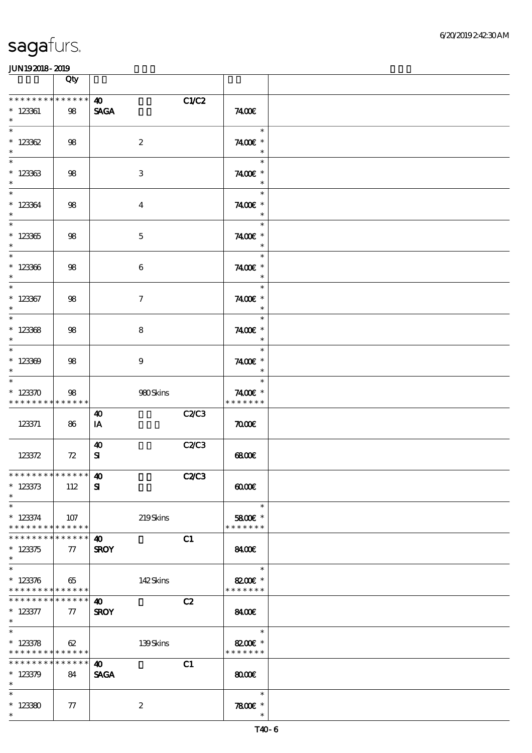| | Qty | | | | | |
|---|---|---|---|---|---|---|
| * * * * * * * * * * * * * * | | 40 | | C1/C2 | | |
| * 123361 | 98 | SAGA | | | 74.00€ | |
| * | | | | | | |
| * 123362 | 98 | | 2 | | 74.00€ * | |
| * 123363 | 98 | | 3 | | 74.00€ * | |
| * 123364 | 98 | | 4 | | 74.00€ * | |
| * 123365 | 98 | | 5 | | 74.00€ * | |
| * 123366 | 98 | | 6 | | 74.00€ * | |
| * 123367 | 98 | | 7 | | 74.00€ * | |
| * 123368 | 98 | | 8 | | 74.00€ * | |
| * 123369 | 98 | | 9 | | 74.00€ * | |
| * 123370 | 98 | | 980 Skins | | 74.00€ * | |
| * * * * * * * * * * * * * * | | | | | * * * * * * * | |
| | | 40 | | C2/C3 | | |
| 123371 | 86 | IA | | | 70.00€ | |
| | | 40 | | C2/C3 | | |
| 123372 | 72 | SI | | | 68.00€ | |
| * * * * * * * * * * * * * * | | 40 | | C2/C3 | | |
| * 123373 | 112 | SI | | | 60.00€ | |
| * 123374 | 107 | | 219 Skins | | 58.00€ * | |
| * * * * * * * * * * * * * * | | | | | * * * * * * * | |
| * * * * * * * * * * * * * * | | 40 | | C1 | | |
| * 123375 | 77 | SROY | | | 84.00€ | |
| * 123376 | 65 | | 142 Skins | | 82.00€ * | |
| * * * * * * * * * * * * * * | | | | | * * * * * * * | |
| * * * * * * * * * * * * * * | | 40 | | C2 | | |
| * 123377 | 77 | SROY | | | 84.00€ | |
| * 123378 | 62 | | 139 Skins | | 82.00€ * | |
| * * * * * * * * * * * * * * | | | | | * * * * * * * | |
| * * * * * * * * * * * * * * | | 40 | | C1 | | |
| * 123379 | 84 | SAGA | | | 80.00€ | |
| * 123380 | 77 | | 2 | | 78.00€ * | |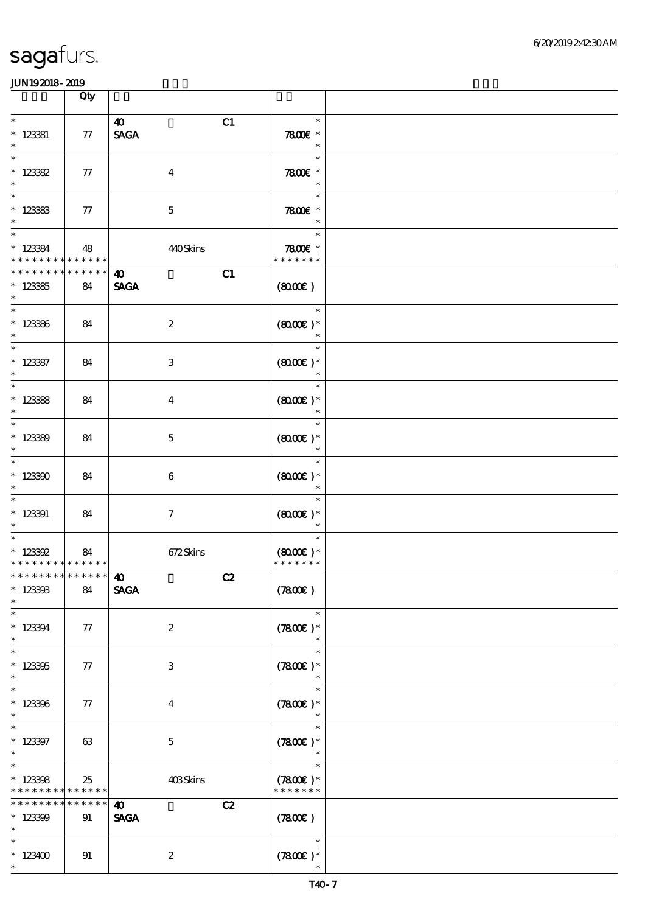| | Qty | | | | |
|---|---|---|---|---|---|
| * 123381 * | 77 | 40 SAGA | | C1 | * 78.00€ * * |
| * 123382 * | 77 | | 4 | | * 78.00€ * * |
| * 123383 * | 77 | | 5 | | * 78.00€ * * |
| * 123384 * * * * * * * * * * * * * * | 48 | | 440 Skins | | * 78.00€ * * * * * * * * |
| * * * * * * * * * * * * * * 123385 * | 84 | 40 SAGA | | C1 | (80.00€) |
| * 123386 * | 84 | | 2 | | * (80.00€)* * |
| * 123387 * | 84 | | 3 | | * (80.00€)* * |
| * 123388 * | 84 | | 4 | | * (80.00€)* * |
| * 123389 * | 84 | | 5 | | * (80.00€)* * |
| * 123390 * | 84 | | 6 | | * (80.00€)* * |
| * 123391 * | 84 | | 7 | | * (80.00€)* * |
| * 123392 * * * * * * * * * * * * * * | 84 | | 672 Skins | | * (80.00€)* * * * * * * * |
| * * * * * * * * * * * * * * 123393 * | 84 | 40 SAGA | | C2 | (78.00€) |
| * 123394 * | 77 | | 2 | | * (78.00€)* * |
| * 123395 * | 77 | | 3 | | * (78.00€)* * |
| * 123396 * | 77 | | 4 | | * (78.00€)* * |
| * 123397 * | 63 | | 5 | | * (78.00€)* * |
| * 123398 * * * * * * * * * * * * * * | 25 | | 403 Skins | | * (78.00€)* * * * * * * * |
| * * * * * * * * * * * * * * 123399 * | 91 | 40 SAGA | | C2 | (78.00€) |
| * 123400 * | 91 | | 2 | | * (78.00€)* * |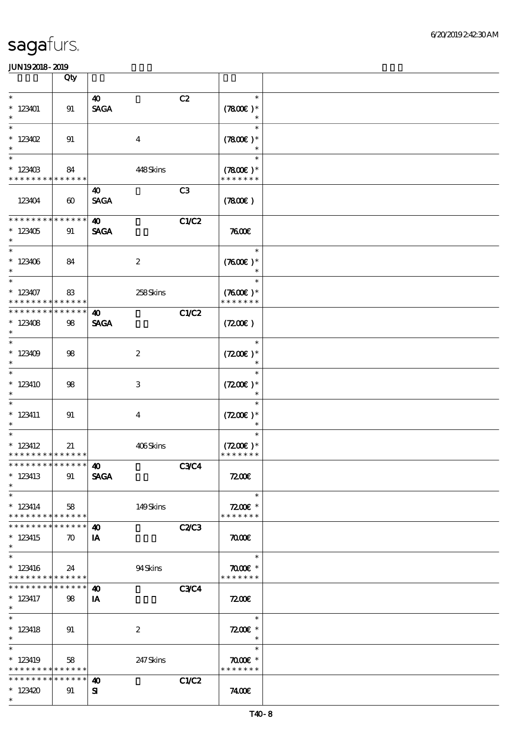| | Qty | | | | | |
|---|---|---|---|---|---|---|
| * <br> * 123401 <br> * | 91 | 40 <br> SAGA | | C2 | * <br> (78.00€ )* <br> * | |
| * <br> * 123402 <br> * | 91 | | 4 | | * <br> (78.00€ )* <br> * | |
| * <br> * 123403 <br> * * * * * * * * * * * * * * | 84 | | 448 Skins | | * <br> (78.00€ )* <br> * * * * * * * | |
| 123404 | 60 | 40 <br> SAGA | | C3 | (78.00€ ) | |
| * * * * * * * * * * * * * * <br> * 123405 <br> * | 91 | 40 <br> SAGA | | C1/C2 | 76.00€ | |
| * <br> * 123406 <br> * | 84 | | 2 | | * <br> (76.00€ )* <br> * | |
| * <br> * 123407 <br> * * * * * * * * * * * * * * | 83 | | 258 Skins | | * <br> (76.00€ )* <br> * * * * * * * | |
| * * * * * * * * * * * * * * <br> * 123408 <br> * | 98 | 40 <br> SAGA | | C1/C2 | (72.00€ ) | |
| * <br> * 123409 <br> * | 98 | | 2 | | * <br> (72.00€ )* <br> * | |
| * <br> * 123410 <br> * | 98 | | 3 | | * <br> (72.00€ )* <br> * | |
| * <br> * 123411 <br> * | 91 | | 4 | | * <br> (72.00€ )* <br> * | |
| * <br> * 123412 <br> * * * * * * * * * * * * * * | 21 | | 406 Skins | | * <br> (72.00€ )* <br> * * * * * * * | |
| * * * * * * * * * * * * * * <br> * 123413 <br> * | 91 | 40 <br> SAGA | | C3/C4 | 72.00€ | |
| * <br> * 123414 <br> * * * * * * * * * * * * * * | 58 | | 149 Skins | | * <br> 72.00€ * <br> * * * * * * * | |
| * * * * * * * * * * * * * * <br> * 123415 <br> * | 70 | 40 <br> IA | | C2/C3 | 70.00€ | |
| * <br> * 123416 <br> * * * * * * * * * * * * * * | 24 | | 94 Skins | | * <br> 70.00€ * <br> * * * * * * * | |
| * * * * * * * * * * * * * * <br> * 123417 <br> * | 98 | 40 <br> IA | | C3/C4 | 72.00€ | |
| * <br> * 123418 <br> * | 91 | | 2 | | * <br> 72.00€ * <br> * | |
| * <br> * 123419 <br> * * * * * * * * * * * * * * | 58 | | 247 Skins | | * <br> 70.00€ * <br> * * * * * * * | |
| * * * * * * * * * * * * * * <br> * 123420 <br> * | 91 | 40 <br> SI | | C1/C2 | 74.00€ | |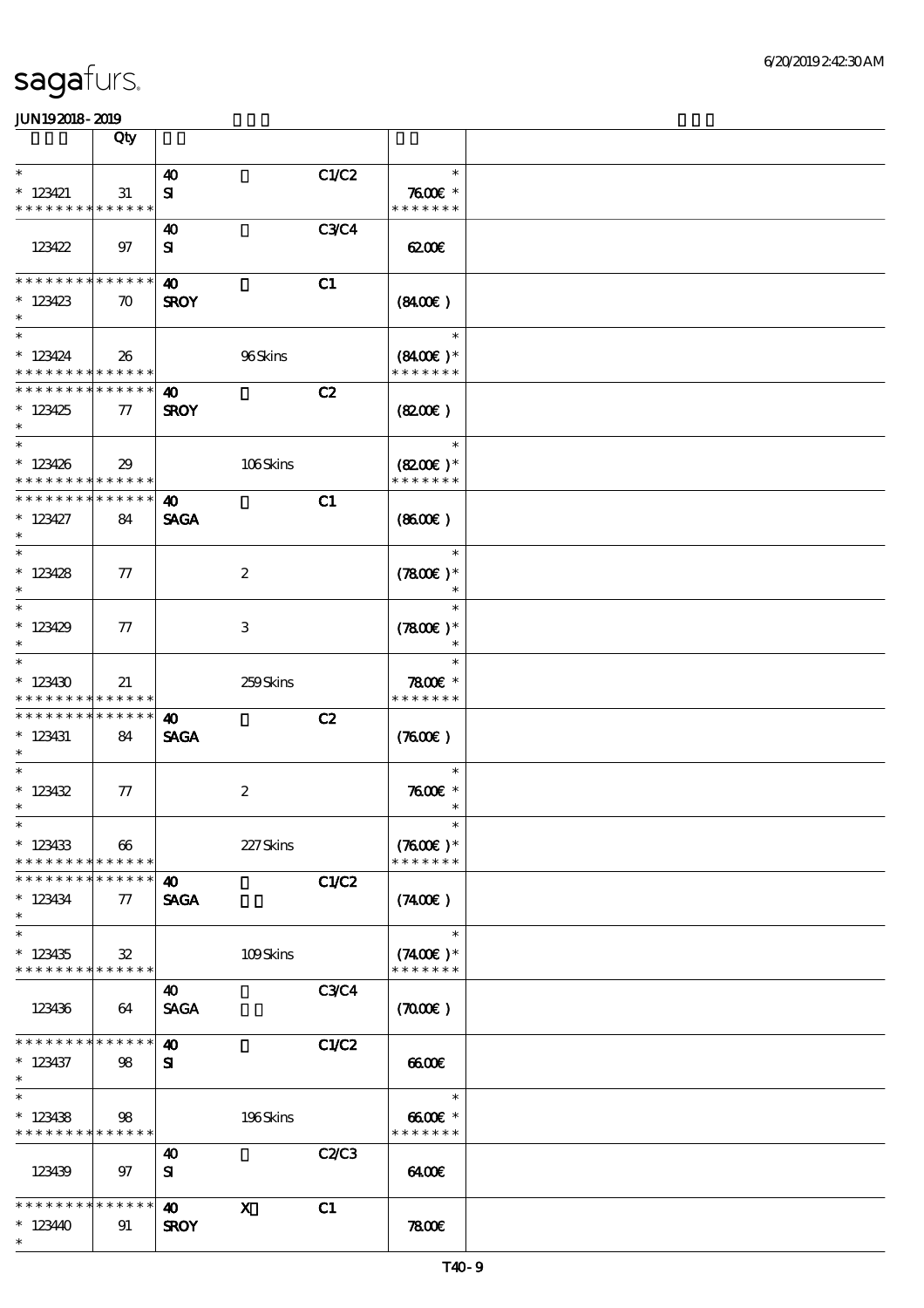| | Qty | | | | | |
|---|---|---|---|---|---|---|
| * | | 40 | | C1/C2 | * | |
| * 123421 | 31 | SI | | | 76.00€ * | |
| * * * * * * * * * * * * * * | | | | | * * * * * * * | |
| | | 40 | | C3/C4 | | |
| 123422 | 97 | SI | | | 62.00€ | |
| * * * * * * * * * * * * * * | | 40 | | C1 | | |
| * 123423 | 70 | SROY | | | (84.00€ ) | |
| * | | | | | | |
| * | | | | | * | |
| * 123424 | 26 | | 96 Skins | | (84.00€ )* | |
| * * * * * * * * * * * * * * | | | | | * * * * * * * | |
| * * * * * * * * * * * * * * | | 40 | | C2 | | |
| * 123425 | 77 | SROY | | | (82.00€ ) | |
| * | | | | | | |
| * | | | | | * | |
| * 123426 | 29 | | 106 Skins | | (82.00€ )* | |
| * * * * * * * * * * * * * * | | | | | * * * * * * * | |
| * * * * * * * * * * * * * * | | 40 | | C1 | | |
| * 123427 | 84 | SAGA | | | (86.00€ ) | |
| * | | | | | | |
| * | | | | | * | |
| * 123428 | 77 | | 2 | | (78.00€ )* | |
| * | | | | | * | |
| * | | | | | * | |
| * 123429 | 77 | | 3 | | (78.00€ )* | |
| * | | | | | * | |
| * | | | | | * | |
| * 123430 | 21 | | 259 Skins | | 78.00€ * | |
| * * * * * * * * * * * * * * | | | | | * * * * * * * | |
| * * * * * * * * * * * * * * | | 40 | | C2 | | |
| * 123431 | 84 | SAGA | | | (76.00€ ) | |
| * | | | | | | |
| * | | | | | * | |
| * 123432 | 77 | | 2 | | 76.00€ * | |
| * | | | | | * | |
| * | | | | | * | |
| * 123433 | 66 | | 227 Skins | | (76.00€ )* | |
| * * * * * * * * * * * * * * | | | | | * * * * * * * | |
| * * * * * * * * * * * * * * | | 40 | | C1/C2 | | |
| * 123434 | 77 | SAGA | | | (74.00€ ) | |
| * | | | | | | |
| * | | | | | * | |
| * 123435 | 32 | | 109 Skins | | (74.00€ )* | |
| * * * * * * * * * * * * * * | | | | | * * * * * * * | |
| | | 40 | | C3/C4 | | |
| 123436 | 64 | SAGA | | | (70.00€ ) | |
| * * * * * * * * * * * * * * | | 40 | | C1/C2 | | |
| * 123437 | 98 | SI | | | 66.00€ | |
| * | | | | | | |
| * | | | | | * | |
| * 123438 | 98 | | 196 Skins | | 66.00€ * | |
| * * * * * * * * * * * * * * | | | | | * * * * * * * | |
| | | 40 | | C2/C3 | | |
| 123439 | 97 | SI | | | 64.00€ | |
| * * * * * * * * * * * * * * | | 40 | X | C1 | | |
| * 123440 | 91 | SROY | | | 78.00€ | |
| * | | | | | | |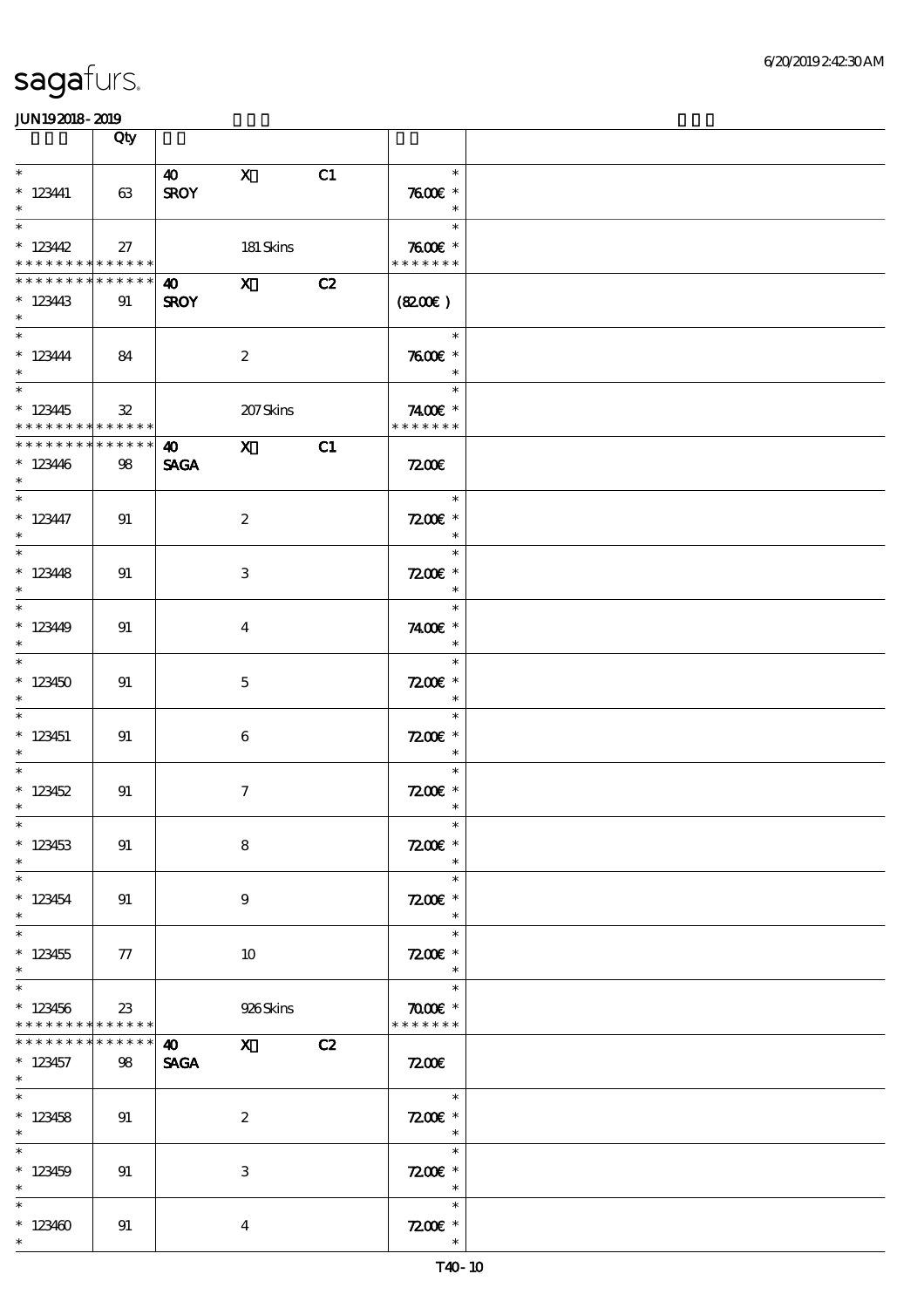sagafurs.

JUN192018-2019

| | Qty | | | | | |
|---|---|---|---|---|---|---|
| * 123441 | 63 | 40 SROY | X | C1 | 76.00€ * | |
| * 123442 | 27 | | 181 Skins | | 76.00€ * | |
| * 123443 | 91 | 40 SROY | X | C2 | (82.00€) | |
| * 123444 | 84 | | 2 | | 76.00€ * | |
| * 123445 | 32 | | 207 Skins | | 74.00€ * | |
| * 123446 | 98 | 40 SAGA | X | C1 | 72.00€ | |
| * 123447 | 91 | | 2 | | 72.00€ * | |
| * 123448 | 91 | | 3 | | 72.00€ * | |
| * 123449 | 91 | | 4 | | 74.00€ * | |
| * 123450 | 91 | | 5 | | 72.00€ * | |
| * 123451 | 91 | | 6 | | 72.00€ * | |
| * 123452 | 91 | | 7 | | 72.00€ * | |
| * 123453 | 91 | | 8 | | 72.00€ * | |
| * 123454 | 91 | | 9 | | 72.00€ * | |
| * 123455 | 77 | | 10 | | 72.00€ * | |
| * 123456 | 23 | | 926 Skins | | 70.00€ * | |
| * 123457 | 98 | 40 SAGA | X | C2 | 72.00€ | |
| * 123458 | 91 | | 2 | | 72.00€ * | |
| * 123459 | 91 | | 3 | | 72.00€ * | |
| * 123460 | 91 | | 4 | | 72.00€ * | |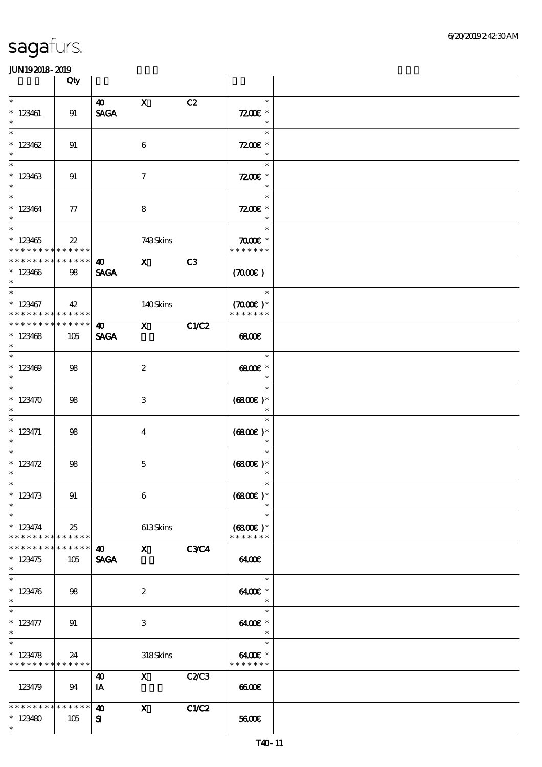| | Qty | | | | | |
|---|---|---|---|---|---|---|
| * 123461 * | 91 | 40 SAGA | X | C2 | * 72.00€ * | |
| * 123462 * | 91 | | 6 | | * 72.00€ * | |
| * 123463 * | 91 | | 7 | | * 72.00€ * | |
| * 123464 * | 77 | | 8 | | * 72.00€ * | |
| * 123465 * * * * * * * * * * * * * | 22 | | 743 Skins | | * 70.00€ * * * * * * * * | |
| * * * * * * * * * * * * * * 123466 * | 98 | 40 SAGA | X | C3 | (70.00€) | |
| * 123467 * * * * * * * * * * * * * | 42 | | 140 Skins | | * (70.00€) * * * * * * * * | |
| * * * * * * * * * * * * * * 123468 * | 105 | 40 SAGA | X | C1/C2 | 68.00€ | |
| * 123469 * | 98 | | 2 | | * 68.00€ * | |
| * 123470 * | 98 | | 3 | | * (68.00€) * | |
| * 123471 * | 98 | | 4 | | * (68.00€) * | |
| * 123472 * | 98 | | 5 | | * (68.00€) * | |
| * 123473 * | 91 | | 6 | | * (68.00€) * | |
| * 123474 * * * * * * * * * * * * * | 25 | | 613 Skins | | * (68.00€) * * * * * * * * | |
| * * * * * * * * * * * * * * 123475 * | 105 | 40 SAGA | X | C3/C4 | 64.00€ | |
| * 123476 * | 98 | | 2 | | * 64.00€ * | |
| * 123477 * | 91 | | 3 | | * 64.00€ * | |
| * 123478 * * * * * * * * * * * * * | 24 | | 318 Skins | | * 64.00€ * * * * * * * * | |
| 123479 | 94 | 40 IA | X | C2/C3 | 66.00€ | |
| * * * * * * * * * * * * * * 123480 * | 105 | 40 SI | X | C1/C2 | 56.00€ | |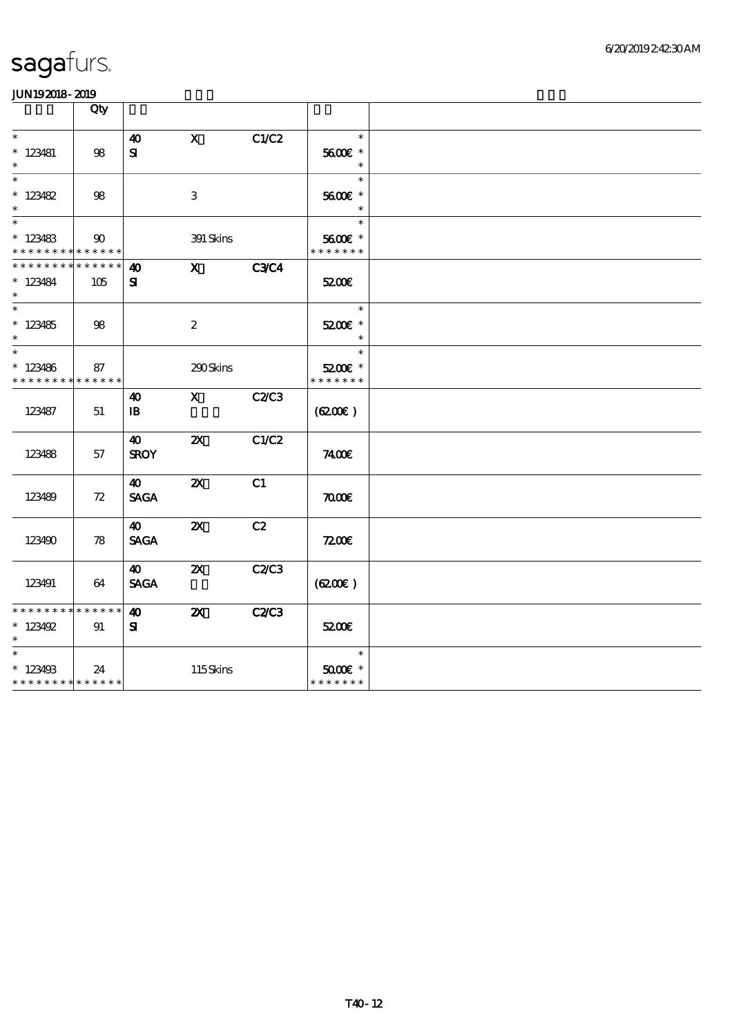sagafurs.

JUN192018-2019

| | Qty | | | | | |
|---|---|---|---|---|---|---|
| * <br> * 123481 <br> * | 98 | 40 <br> SI | X | C1/C2 | * <br> 56.00€ * <br> * | |
| * <br> * 123482 <br> * | 98 | | 3 | | * <br> 56.00€ * <br> * | |
| * <br> * 123483 <br> * * * * * * * * * * * * * * | 90 | | 391 Skins | | * <br> 56.00€ * <br> * * * * * * * | |
| * * * * * * * * * * * * * * <br> * 123484 <br> * | 105 | 40 <br> SI | X | C3/C4 | 52.00€ | |
| * <br> * 123485 <br> * | 98 | | 2 | | * <br> 52.00€ * <br> * | |
| * <br> * 123486 <br> * * * * * * * * * * * * * * | 87 | | 290 Skins | | * <br> 52.00€ * <br> * * * * * * * | |
| 123487 | 51 | 40 <br> IB | X | C2/C3 | (62.00€) | |
| 123488 | 57 | 40 <br> SROY | 2X | C1/C2 | 74.00€ | |
| 123489 | 72 | 40 <br> SAGA | 2X | C1 | 70.00€ | |
| 123490 | 78 | 40 <br> SAGA | 2X | C2 | 72.00€ | |
| 123491 | 64 | 40 <br> SAGA | 2X | C2/C3 | (62.00€) | |
| * * * * * * * * * * * * * * <br> * 123492 <br> * | 91 | 40 <br> SI | 2X | C2/C3 | 52.00€ | |
| * <br> * 123493 <br> * * * * * * * * * * * * * * | 24 | | 115 Skins | | * <br> 50.00€ * <br> * * * * * * * | |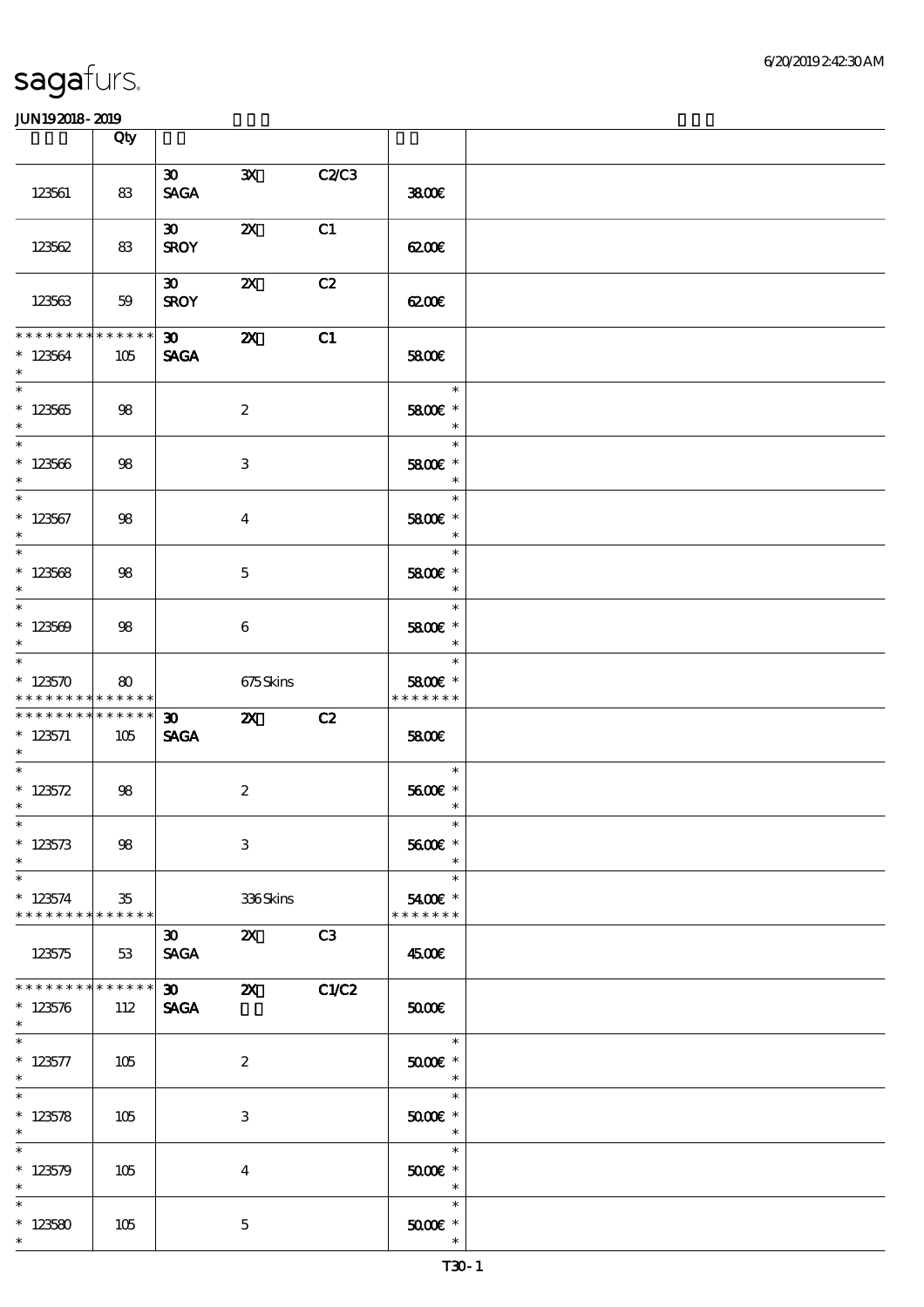# sagafurs.

JUN19 2018 - 2019

| | Qty | | | | | |
|---|---|---|---|---|---|---|
| 123561 | 83 | 30 SAGA | 3X | C2/C3 | 38.00€ | |
| 123562 | 83 | 30 SROY | 2X | C1 | 62.00€ | |
| 123563 | 59 | 30 SROY | 2X | C2 | 62.00€ | |
| * * * * * * * * * * * * * * 123564 * | 105 | 30 SAGA | 2X | C1 | 58.00€ | |
| * * 123565 * | 98 | | 2 | | * 58.00€ * * | |
| * * 123566 * | 98 | | 3 | | * 58.00€ * * | |
| * * 123567 * | 98 | | 4 | | * 58.00€ * * | |
| * * 123568 * | 98 | | 5 | | * 58.00€ * * | |
| * * 123569 * | 98 | | 6 | | * 58.00€ * * | |
| * * 123570 * * * * * * * * * * * * * | 80 | | 675 Skins | | * 58.00€ * * * * * * * * | |
| * * * * * * * * * * * * * * 123571 * | 105 | 30 SAGA | 2X | C2 | 58.00€ | |
| * * 123572 * | 98 | | 2 | | * 56.00€ * * | |
| * * 123573 * | 98 | | 3 | | * 56.00€ * * | |
| * * 123574 * * * * * * * * * * * * * | 35 | | 336 Skins | | * 54.00€ * * * * * * * * | |
| 123575 | 53 | 30 SAGA | 2X | C3 | 45.00€ | |
| * * * * * * * * * * * * * * 123576 * | 112 | 30 SAGA | 2X | C1/C2 | 50.00€ | |
| * * 123577 * | 105 | | 2 | | * 50.00€ * * | |
| * * 123578 * | 105 | | 3 | | * 50.00€ * * | |
| * * 123579 * | 105 | | 4 | | * 50.00€ * * | |
| * * 123580 * | 105 | | 5 | | * 50.00€ * * | |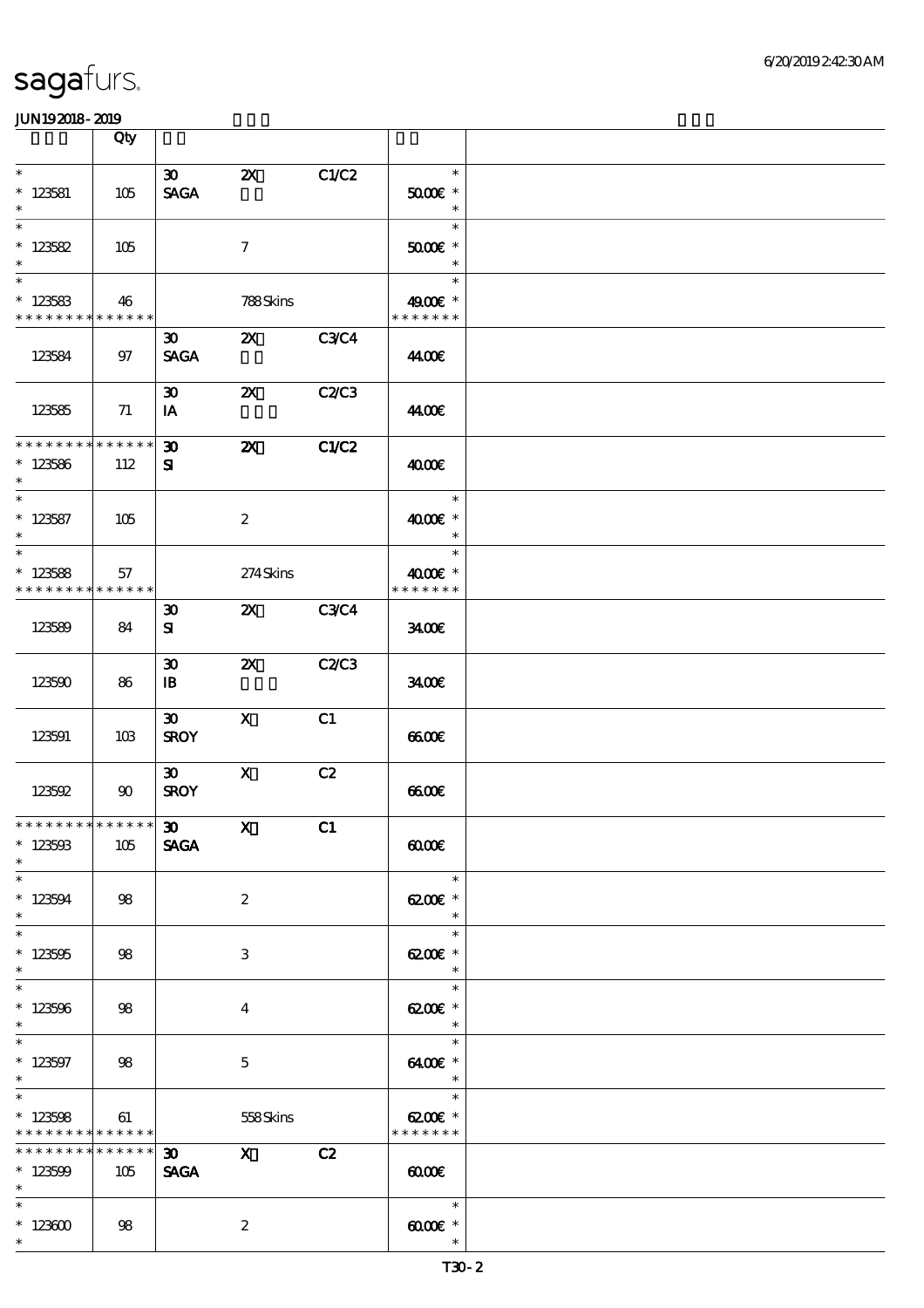# sagafurs.

JUN19 2018 - 2019

| | Qty | | | | | |
|---|---|---|---|---|---|---|
| * 123581 * | 105 | 30 SAGA | 2X | C1/C2 | * 50.00€ * | |
| * 123582 * | 105 | | 7 | | * 50.00€ * | |
| * 123583 * * * * * * * * * * * * * | 46 | | 788 Skins | | * 49.00€ * * * * * * * * | |
| 123584 | 97 | 30 SAGA | 2X | C3/C4 | 44.00€ | |
| 123585 | 71 | 30 IA | 2X | C2/C3 | 44.00€ | |
| * * * * * * * * * * * * * * 123586 * | 112 | 30 SI | 2X | C1/C2 | 40.00€ | |
| * 123587 * | 105 | | 2 | | * 40.00€ * | |
| * 123588 * * * * * * * * * * * * * | 57 | | 274 Skins | | * 40.00€ * * * * * * * * | |
| 123589 | 84 | 30 SI | 2X | C3/C4 | 34.00€ | |
| 123590 | 86 | 30 IB | 2X | C2/C3 | 34.00€ | |
| 123591 | 103 | 30 SROY | X | C1 | 66.00€ | |
| 123592 | 90 | 30 SROY | X | C2 | 66.00€ | |
| * * * * * * * * * * * * * * 123593 * | 105 | 30 SAGA | X | C1 | 60.00€ | |
| * 123594 * | 98 | | 2 | | * 62.00€ * | |
| * 123595 * | 98 | | 3 | | * 62.00€ * | |
| * 123596 * | 98 | | 4 | | * 62.00€ * | |
| * 123597 * | 98 | | 5 | | * 64.00€ * | |
| * 123598 * * * * * * * * * * * * * | 61 | | 558 Skins | | * 62.00€ * * * * * * * * | |
| * * * * * * * * * * * * * * 123599 * | 105 | 30 SAGA | X | C2 | 60.00€ | |
| * 123600 * | 98 | | 2 | | * 60.00€ * | |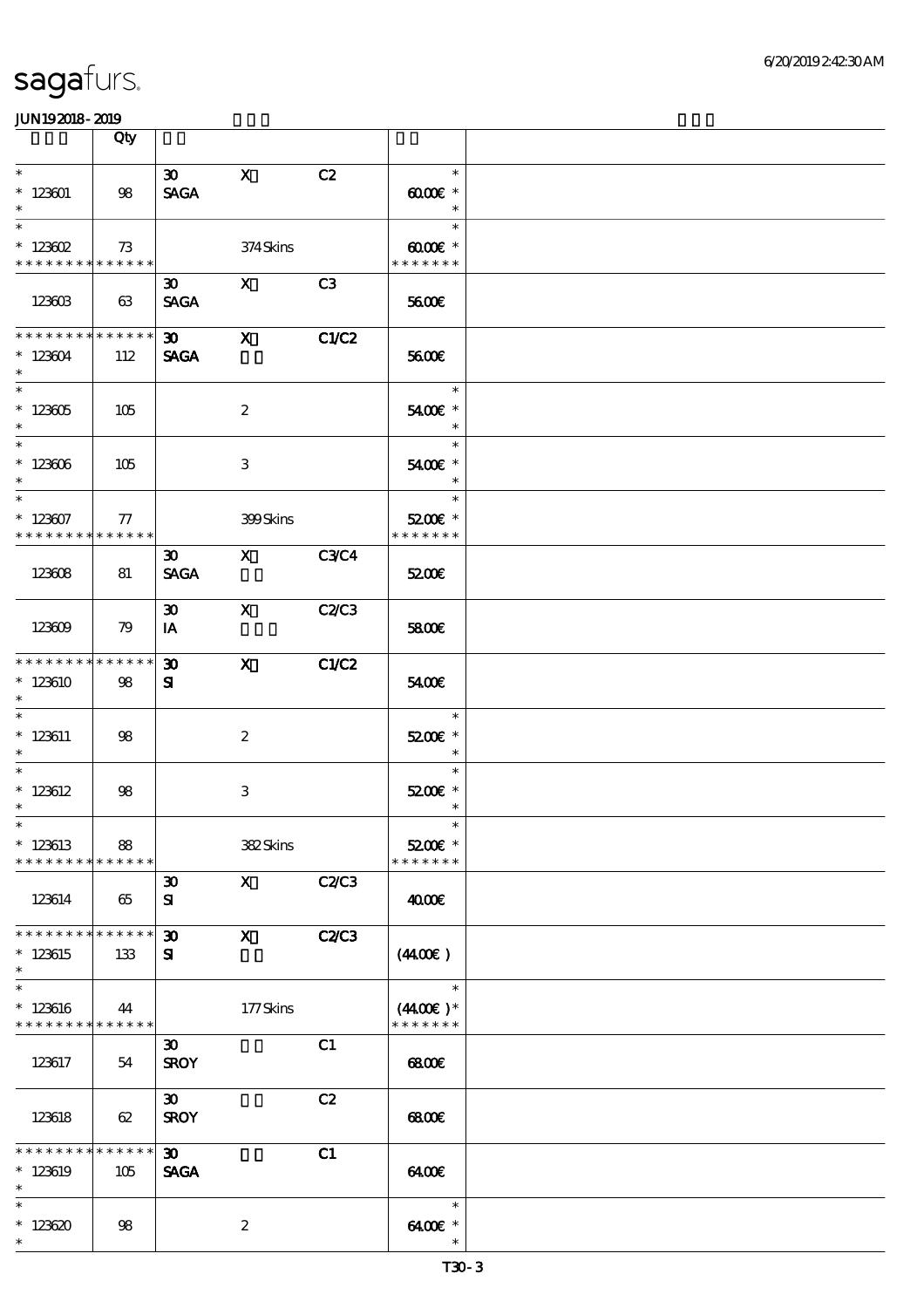# sagafurs.

JUN192018-2019

| | Qty | | | | | |
|---|---|---|---|---|---|---|
| * <br> * 123601 <br> * | 98 | 30 <br> SAGA | X | C2 | * <br> 60.00€ * <br> * | |
| * <br> * 123602 <br> * * * * * * * * * * * * * * | 73 | | 374 Skins | | * <br> 60.00€ * <br> * * * * * * * | |
| 123603 | 63 | 30 <br> SAGA | X | C3 | 56.00€ | |
| * * * * * * * * * * * * * * <br> * 123604 <br> * | 112 | 30 <br> SAGA | X | C1/C2 | 56.00€ | |
| * <br> * 123605 <br> * | 105 | | 2 | | * <br> 54.00€ * <br> * | |
| * <br> * 123606 <br> * | 105 | | 3 | | * <br> 54.00€ * <br> * | |
| * <br> * 123607 <br> * * * * * * * * * * * * * * | 77 | | 399 Skins | | * <br> 52.00€ * <br> * * * * * * * | |
| 123608 | 81 | 30 <br> SAGA | X | C3/C4 | 52.00€ | |
| 123609 | 79 | 30 <br> IA | X | C2/C3 | 58.00€ | |
| * * * * * * * * * * * * * * <br> * 123610 <br> * | 98 | 30 <br> SI | X | C1/C2 | 54.00€ | |
| * <br> * 123611 <br> * | 98 | | 2 | | * <br> 52.00€ * <br> * | |
| * <br> * 123612 <br> * | 98 | | 3 | | * <br> 52.00€ * <br> * | |
| * <br> * 123613 <br> * * * * * * * * * * * * * * | 88 | | 382 Skins | | * <br> 52.00€ * <br> * * * * * * * | |
| 123614 | 65 | 30 <br> SI | X | C2/C3 | 40.00€ | |
| * * * * * * * * * * * * * * <br> * 123615 <br> * | 133 | 30 <br> SI | X | C2/C3 | (44.00€ ) | |
| * <br> * 123616 <br> * * * * * * * * * * * * * * | 44 | | 177 Skins | | * <br> (44.00€ ) * <br> * * * * * * * | |
| 123617 | 54 | 30 <br> SROY | | C1 | 68.00€ | |
| 123618 | 62 | 30 <br> SROY | | C2 | 68.00€ | |
| * * * * * * * * * * * * * * <br> * 123619 <br> * | 105 | 30 <br> SAGA | | C1 | 64.00€ | |
| * <br> * 123620 <br> * | 98 | | 2 | | * <br> 64.00€ * <br> * | |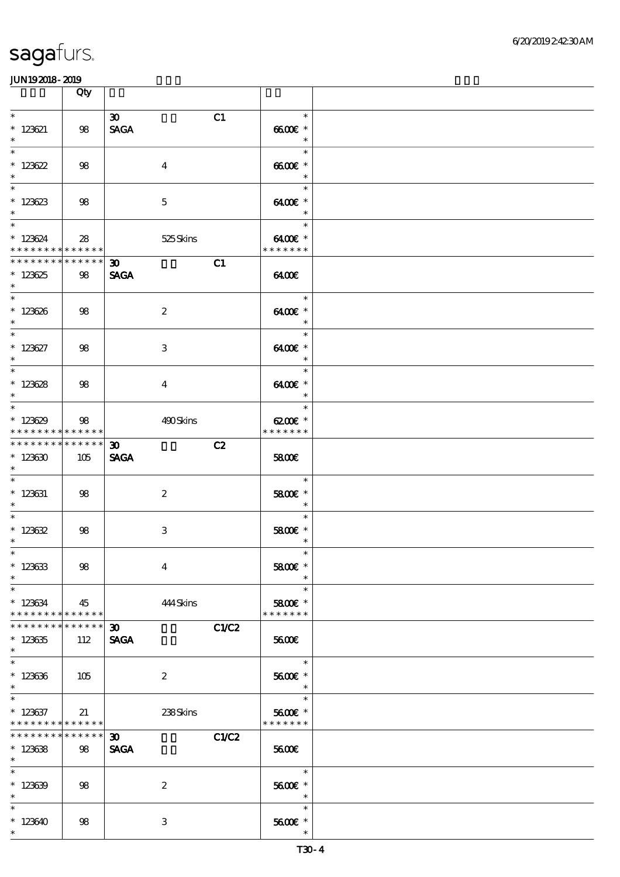| | Qty | | | | | |
|---|---|---|---|---|---|---|
| * 123621 * | 98 | 30 SAGA | | C1 | * 66.00€ * * | |
| * 123622 * | 98 | | 4 | | * 66.00€ * * | |
| * 123623 * | 98 | | 5 | | * 64.00€ * * | |
| * 123624 * * * * * * * * * * * * * * | 28 | | 525 Skins | | * 64.00€ * * * * * * * * | |
| * * * * * * * * * * * * * * 123625 * | 98 | 30 SAGA | | C1 | 64.00€ | |
| * 123626 * | 98 | | 2 | | * 64.00€ * * | |
| * 123627 * | 98 | | 3 | | * 64.00€ * * | |
| * 123628 * | 98 | | 4 | | * 64.00€ * * | |
| * 123629 * * * * * * * * * * * * * * | 98 | | 490 Skins | | * 62.00€ * * * * * * * * | |
| * * * * * * * * * * * * * * 123630 * | 105 | 30 SAGA | | C2 | 58.00€ | |
| * 123631 * | 98 | | 2 | | * 58.00€ * * | |
| * 123632 * | 98 | | 3 | | * 58.00€ * * | |
| * 123633 * | 98 | | 4 | | * 58.00€ * * | |
| * 123634 * * * * * * * * * * * * * * | 45 | | 444 Skins | | * 58.00€ * * * * * * * * | |
| * * * * * * * * * * * * * * 123635 * | 112 | 30 SAGA | | C1/C2 | 56.00€ | |
| * 123636 * | 105 | | 2 | | * 56.00€ * * | |
| * 123637 * * * * * * * * * * * * * * | 21 | | 238 Skins | | * 56.00€ * * * * * * * * | |
| * * * * * * * * * * * * * * 123638 * | 98 | 30 SAGA | | C1/C2 | 56.00€ | |
| * 123639 * | 98 | | 2 | | * 56.00€ * * | |
| * 123640 * | 98 | | 3 | | * 56.00€ * * | |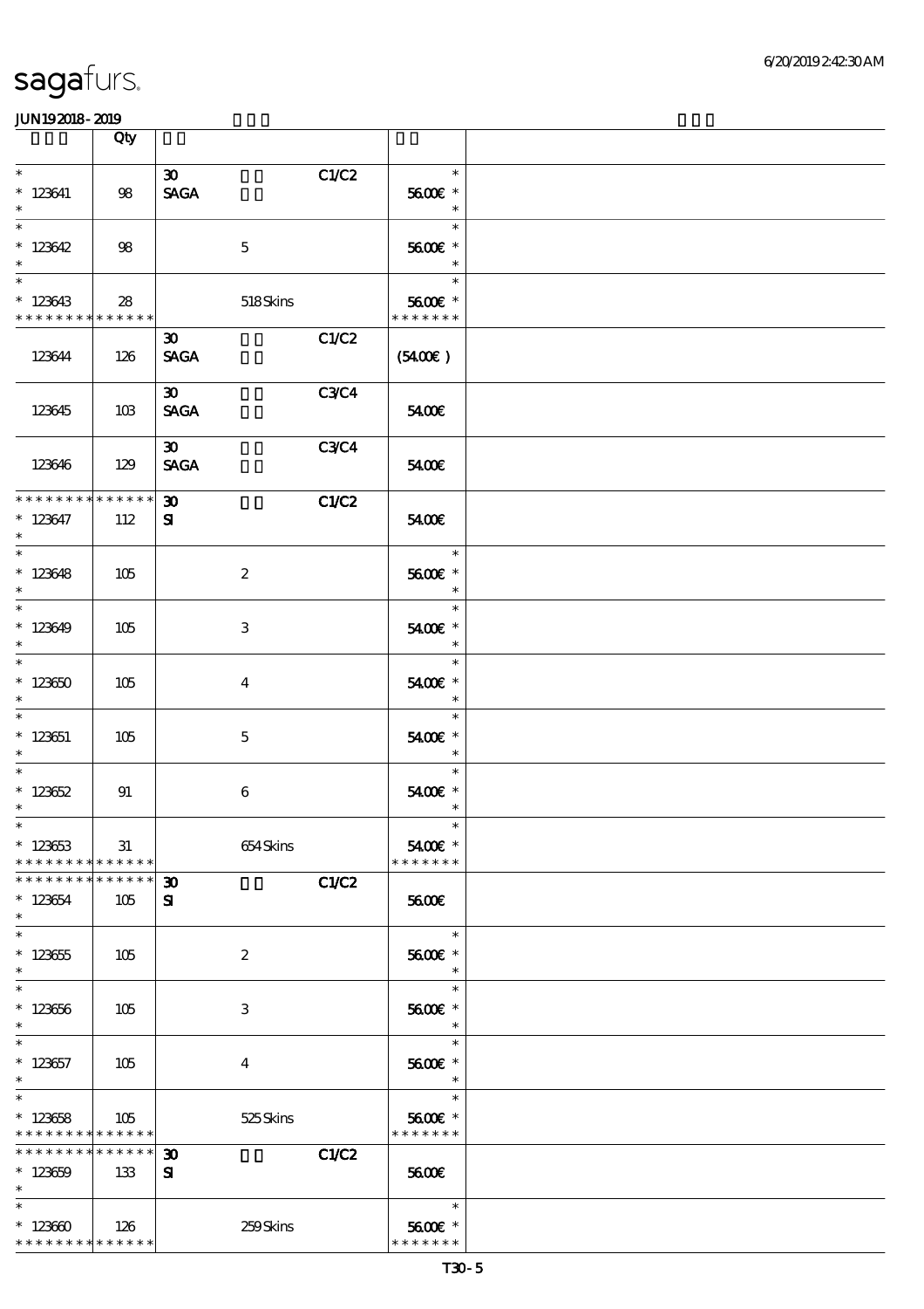sagafurs.

JUN192018-2019

| | Qty | | | | |
|---|---|---|---|---|---|
| * 123641 * | 98 | 30 SAGA | | C1/C2 | * 56.00€ * |
| * 123642 * | 98 | 5 | | | * 56.00€ * |
| * 123643 * * * * * * * * * * * * * * | 28 | 518 Skins | | | * 56.00€ * * * * * * * * |
| 123644 | 126 | 30 SAGA | | C1/C2 | (54.00€) |
| 123645 | 103 | 30 SAGA | | C3/C4 | 54.00€ |
| 123646 | 129 | 30 SAGA | | C3/C4 | 54.00€ |
| * * * * * * * * * * * * * * 123647 * | 112 | 30 SI | | C1/C2 | 54.00€ |
| * 123648 * | 105 | 2 | | | * 56.00€ * |
| * 123649 * | 105 | 3 | | | * 54.00€ * |
| * 123650 * | 105 | 4 | | | * 54.00€ * |
| * 123651 * | 105 | 5 | | | * 54.00€ * |
| * 123652 * | 91 | 6 | | | * 54.00€ * |
| * 123653 * * * * * * * * * * * * * * | 31 | 654 Skins | | | * 54.00€ * * * * * * * * |
| * * * * * * * * * * * * * * 123654 * | 105 | 30 SI | | C1/C2 | 56.00€ |
| * 123655 * | 105 | 2 | | | * 56.00€ * |
| * 123656 * | 105 | 3 | | | * 56.00€ * |
| * 123657 * | 105 | 4 | | | * 56.00€ * |
| * 123658 * * * * * * * * * * * * * * | 105 | 525 Skins | | | * 56.00€ * * * * * * * * |
| * * * * * * * * * * * * * * 123659 * | 133 | 30 SI | | C1/C2 | 56.00€ |
| * 123660 * * * * * * * * * * * * * * | 126 | 259 Skins | | | * 56.00€ * * * * * * * * |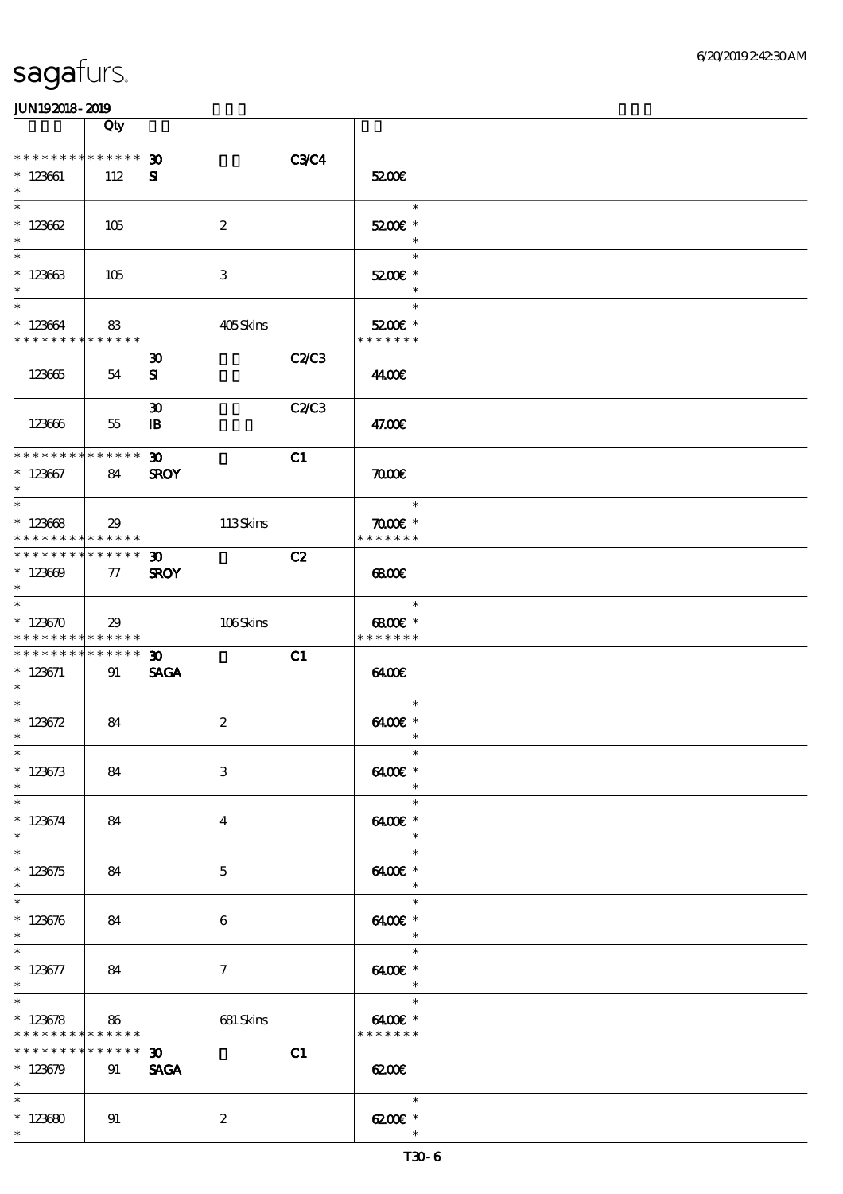| | Qty | | | | | |
|---|---|---|---|---|---|---|
| * * * * * * * * * * * * * * | | 30 | | C3/C4 | | |
| * 123661 | 112 | SI | | | 52.00€ | |
| * 123662 | 105 | | 2 | | 52.00€ * | |
| * 123663 | 105 | | 3 | | 52.00€ * | |
| * 123664 | 83 | | 405 Skins | | 52.00€ * | |
| * * * * * * * * * * * * * * | | | | | * * * * * * * | |
| 123665 | 54 | 30<br>SI | | C2/C3 | 44.00€ | |
| 123666 | 55 | 30<br>IB | | C2/C3 | 47.00€ | |
| * * * * * * * * * * * * * * | | 30 | | C1 | | |
| * 123667 | 84 | SROY | | | 70.00€ | |
| * 123668 | 29 | | 113 Skins | | 70.00€ * | |
| * * * * * * * * * * * * * * | | | | | * * * * * * * | |
| * * * * * * * * * * * * * * | | 30 | | C2 | | |
| * 123669 | 77 | SROY | | | 68.00€ | |
| * 123670 | 29 | | 106 Skins | | 68.00€ * | |
| * * * * * * * * * * * * * * | | | | | * * * * * * * | |
| * * * * * * * * * * * * * * | | 30 | | C1 | | |
| * 123671 | 91 | SAGA | | | 64.00€ | |
| * 123672 | 84 | | 2 | | 64.00€ * | |
| * 123673 | 84 | | 3 | | 64.00€ * | |
| * 123674 | 84 | | 4 | | 64.00€ * | |
| * 123675 | 84 | | 5 | | 64.00€ * | |
| * 123676 | 84 | | 6 | | 64.00€ * | |
| * 123677 | 84 | | 7 | | 64.00€ * | |
| * 123678 | 86 | | 681 Skins | | 64.00€ * | |
| * * * * * * * * * * * * * * | | | | | * * * * * * * | |
| * * * * * * * * * * * * * * | | 30 | | C1 | | |
| * 123679 | 91 | SAGA | | | 62.00€ | |
| * 123680 | 91 | | 2 | | 62.00€ * | |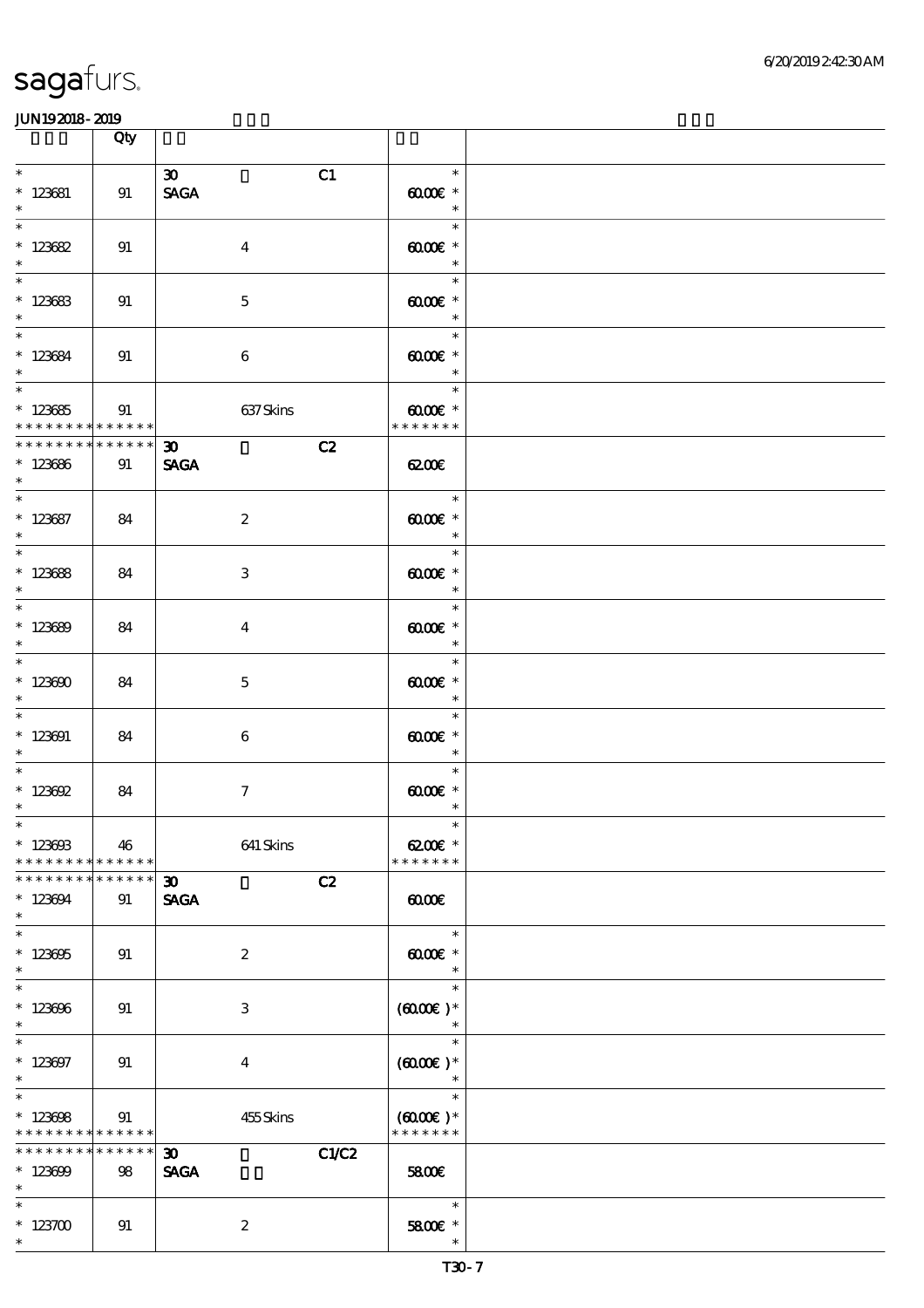| | Qty | | | | |
|---|---|---|---|---|---|
| * 123681 * | 91 | 30 SAGA | | C1 | * 60.00€ * * |
| * 123682 * | 91 | 4 | | | * 60.00€ * * |
| * 123683 * | 91 | 5 | | | * 60.00€ * * |
| * 123684 * | 91 | 6 | | | * 60.00€ * * |
| * 123685 * * * * * * * * * * * * * | 91 | 637 Skins | | | * 60.00€ * * * * * * * * |
| * * * * * * * * * * * * * * 123686 * | 91 | 30 SAGA | | C2 | 62.00€ |
| * 123687 * | 84 | 2 | | | * 60.00€ * * |
| * 123688 * | 84 | 3 | | | * 60.00€ * * |
| * 123689 * | 84 | 4 | | | * 60.00€ * * |
| * 123690 * | 84 | 5 | | | * 60.00€ * * |
| * 123691 * | 84 | 6 | | | * 60.00€ * * |
| * 123692 * | 84 | 7 | | | * 60.00€ * * |
| * 123693 * * * * * * * * * * * * * | 46 | 641 Skins | | | * 62.00€ * * * * * * * * |
| * * * * * * * * * * * * * * 123694 * | 91 | 30 SAGA | | C2 | 60.00€ |
| * 123695 * | 91 | 2 | | | * 60.00€ * * |
| * 123696 * | 91 | 3 | | | * (60.00€) * * |
| * 123697 * | 91 | 4 | | | * (60.00€) * * |
| * 123698 * * * * * * * * * * * * * | 91 | 455 Skins | | | * (60.00€) * * * * * * * * |
| * * * * * * * * * * * * * * 123699 * | 98 | 30 SAGA | | C1/C2 | 58.00€ |
| * 123700 * | 91 | 2 | | | * 58.00€ * * |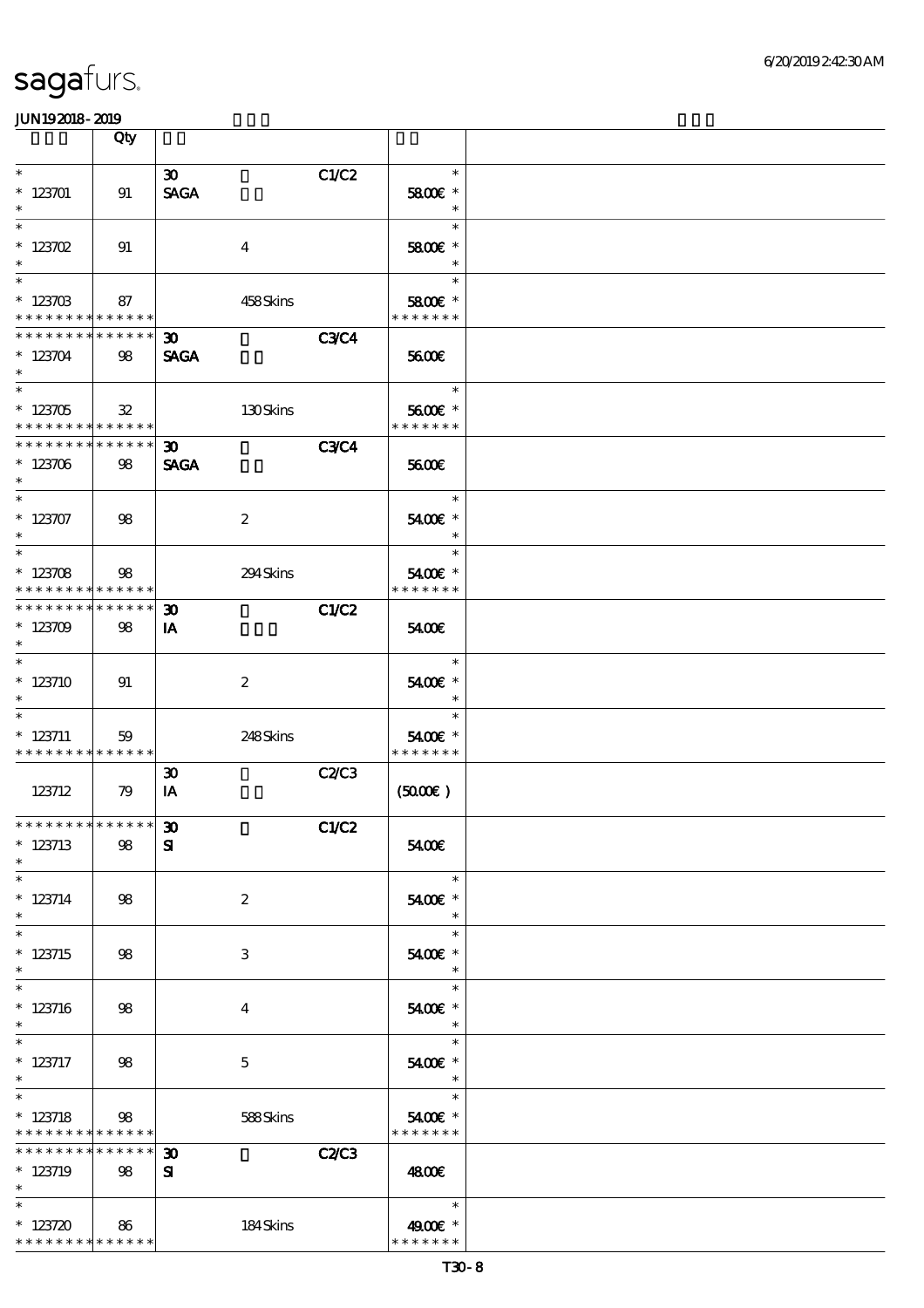# sagafurs.

JUN19 2018 - 2019

| | Qty | | | | |
|---|---|---|---|---|---|
| * <br> * 123701 <br> * | 91 | 30 <br> SAGA | | C1/C2 | * <br> 58.00€ * <br> * |
| * <br> * 123702 <br> * | 91 | | 4 | | * <br> 58.00€ * <br> * |
| * <br> * 123703 <br> * * * * * * * * * * * * * * | 87 | | 458 Skins | | * <br> 58.00€ * <br> * * * * * * * |
| * * * * * * * * * * * * * * <br> * 123704 <br> * | 98 | 30 <br> SAGA | | C3/C4 | 56.00€ |
| * <br> * 123705 <br> * * * * * * * * * * * * * * | 32 | | 130 Skins | | * <br> 56.00€ * <br> * * * * * * * |
| * * * * * * * * * * * * * * <br> * 123706 <br> * | 98 | 30 <br> SAGA | | C3/C4 | 56.00€ |
| * <br> * 123707 <br> * | 98 | | 2 | | * <br> 54.00€ * <br> * |
| * <br> * 123708 <br> * * * * * * * * * * * * * * | 98 | | 294 Skins | | * <br> 54.00€ * <br> * * * * * * * |
| * * * * * * * * * * * * * * <br> * 123709 <br> * | 98 | 30 <br> IA | | C1/C2 | 54.00€ |
| * <br> * 123710 <br> * | 91 | | 2 | | * <br> 54.00€ * <br> * |
| * <br> * 123711 <br> * * * * * * * * * * * * * * | 59 | | 248 Skins | | * <br> 54.00€ * <br> * * * * * * * |
| 123712 | 79 | 30 <br> IA | | C2/C3 | (50.00€) |
| * * * * * * * * * * * * * * <br> * 123713 <br> * | 98 | 30 <br> SI | | C1/C2 | 54.00€ |
| * <br> * 123714 <br> * | 98 | | 2 | | * <br> 54.00€ * <br> * |
| * <br> * 123715 <br> * | 98 | | 3 | | * <br> 54.00€ * <br> * |
| * <br> * 123716 <br> * | 98 | | 4 | | * <br> 54.00€ * <br> * |
| * <br> * 123717 <br> * | 98 | | 5 | | * <br> 54.00€ * <br> * |
| * <br> * 123718 <br> * * * * * * * * * * * * * * | 98 | | 588 Skins | | * <br> 54.00€ * <br> * * * * * * * |
| * * * * * * * * * * * * * * <br> * 123719 <br> * | 98 | 30 <br> SI | | C2/C3 | 48.00€ |
| * <br> * 123720 <br> * * * * * * * * * * * * * * | 86 | | 184 Skins | | * <br> 49.00€ * <br> * * * * * * * |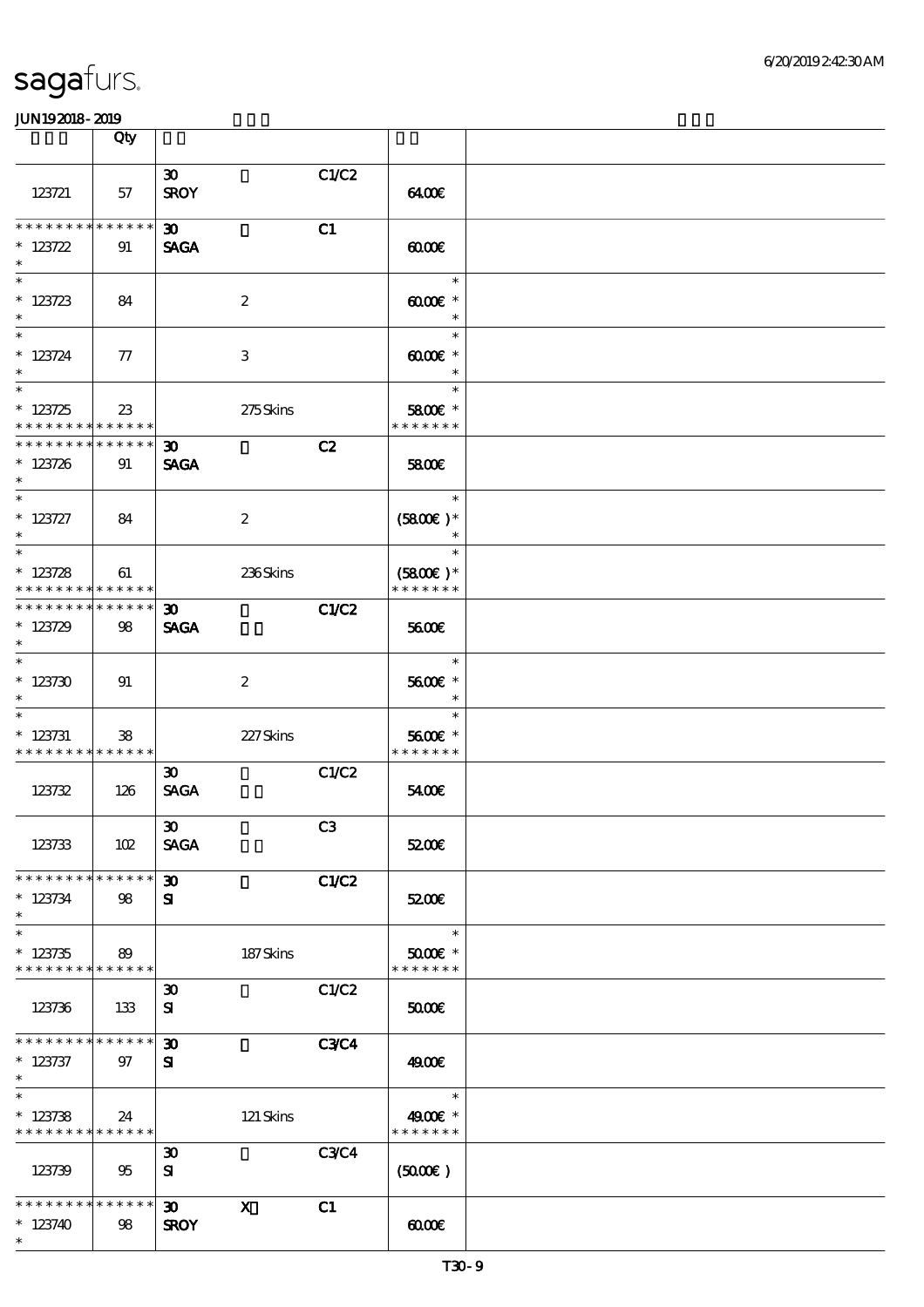sagafurs.

JUN192018-2019

| | Qty | | | | | |
|---|---|---|---|---|---|---|
| 123721 | 57 | 30 SROY | | C1/C2 | 64.00€ | |
| * * * * * * * * * * * * * * 123722 * | 91 | 30 SAGA | | C1 | 60.00€ | |
| * * 123723 * | 84 | | 2 | | * 60.00€ * * | |
| * * 123724 * | 77 | | 3 | | * 60.00€ * * | |
| * * 123725 * * * * * * * * * * * * * | 23 | | 275 Skins | | * 58.00€ * * * * * * * * | |
| * * * * * * * * * * * * * * 123726 * | 91 | 30 SAGA | | C2 | 58.00€ | |
| * * 123727 * | 84 | | 2 | | * (58.00€) * * | |
| * * 123728 * * * * * * * * * * * * * | 61 | | 236 Skins | | * (58.00€) * * * * * * * * | |
| * * * * * * * * * * * * * * 123729 * | 98 | 30 SAGA | | C1/C2 | 56.00€ | |
| * * 123730 * | 91 | | 2 | | * 56.00€ * * | |
| * * 123731 * * * * * * * * * * * * * | 38 | | 227 Skins | | * 56.00€ * * * * * * * * | |
| 123732 | 126 | 30 SAGA | | C1/C2 | 54.00€ | |
| 123733 | 102 | 30 SAGA | | C3 | 52.00€ | |
| * * * * * * * * * * * * * * 123734 * | 98 | 30 SI | | C1/C2 | 52.00€ | |
| * * 123735 * * * * * * * * * * * * * | 89 | | 187 Skins | | * 50.00€ * * * * * * * * | |
| 123736 | 133 | 30 SI | | C1/C2 | 50.00€ | |
| * * * * * * * * * * * * * * 123737 * | 97 | 30 SI | | C3/C4 | 49.00€ | |
| * * 123738 * * * * * * * * * * * * * | 24 | | 121 Skins | | * 49.00€ * * * * * * * * | |
| 123739 | 95 | 30 SI | | C3/C4 | (50.00€) | |
| * * * * * * * * * * * * * * 123740 * | 98 | 30 SROY | X | C1 | 60.00€ | |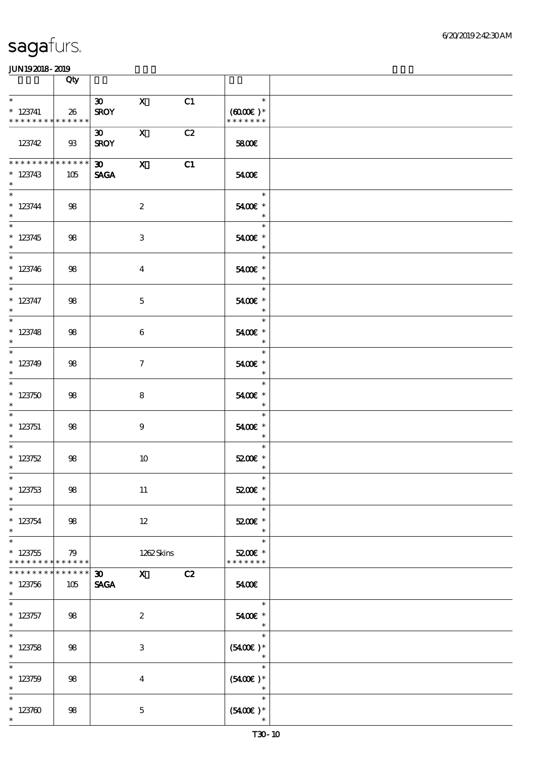# sagafurs.

JUN19 2018 - 2019

| | Qty | | | | | |
|---|---|---|---|---|---|---|
| * <br> * 123741 <br> * * * * * * * * * * * * * * | 26 | 30 <br> SROY | X | C1 | * <br> (60.00€ )* <br> * * * * * * * | |
| 123742 | 93 | 30 <br> SROY | X | C2 | 58.00€ | |
| * * * * * * * * * * * * * * <br> * 123743 <br> * | 105 | 30 <br> SAGA | X | C1 | 54.00€ | |
| * <br> * 123744 <br> * | 98 | | 2 | | * <br> 54.00€ * <br> * | |
| * <br> * 123745 <br> * | 98 | | 3 | | * <br> 54.00€ * <br> * | |
| * <br> * 123746 <br> * | 98 | | 4 | | * <br> 54.00€ * <br> * | |
| * <br> * 123747 <br> * | 98 | | 5 | | * <br> 54.00€ * <br> * | |
| * <br> * 123748 <br> * | 98 | | 6 | | * <br> 54.00€ * <br> * | |
| * <br> * 123749 <br> * | 98 | | 7 | | * <br> 54.00€ * <br> * | |
| * <br> * 123750 <br> * | 98 | | 8 | | * <br> 54.00€ * <br> * | |
| * <br> * 123751 <br> * | 98 | | 9 | | * <br> 54.00€ * <br> * | |
| * <br> * 123752 <br> * | 98 | | 10 | | * <br> 52.00€ * <br> * | |
| * <br> * 123753 <br> * | 98 | | 11 | | * <br> 52.00€ * <br> * | |
| * <br> * 123754 <br> * | 98 | | 12 | | * <br> 52.00€ * <br> * | |
| * <br> * 123755 <br> * * * * * * * * * * * * * * | 79 | | 1262 Skins | | * <br> 52.00€ * <br> * * * * * * * | |
| * * * * * * * * * * * * * * <br> * 123756 <br> * | 105 | 30 <br> SAGA | X | C2 | 54.00€ | |
| * <br> * 123757 <br> * | 98 | | 2 | | * <br> 54.00€ * <br> * | |
| * <br> * 123758 <br> * | 98 | | 3 | | * <br> (54.00€ )* <br> * | |
| * <br> * 123759 <br> * | 98 | | 4 | | * <br> (54.00€ )* <br> * | |
| * <br> * 123760 <br> * | 98 | | 5 | | * <br> (54.00€ )* <br> * | |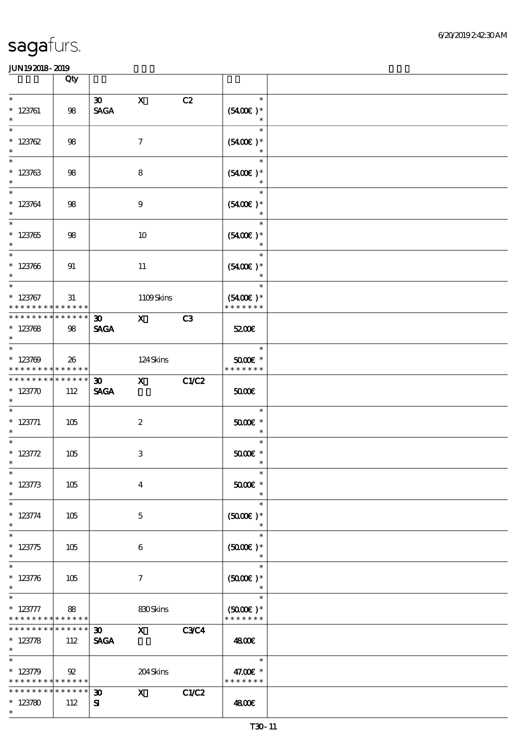sagafurs.

JUN19 2018 - 2019

| | Qty | | | | | |
|---|---|---|---|---|---|---|
| * <br> * 123761 <br> * | 98 | 30 <br> SAGA | X | C2 | * <br> (54.00€ )* <br> * | |
| * <br> * 123762 <br> * | 98 | | 7 | | * <br> (54.00€ )* <br> * | |
| * <br> * 123763 <br> * | 98 | | 8 | | * <br> (54.00€ )* <br> * | |
| * <br> * 123764 <br> * | 98 | | 9 | | * <br> (54.00€ )* <br> * | |
| * <br> * 123765 <br> * | 98 | | 10 | | * <br> (54.00€ )* <br> * | |
| * <br> * 123766 <br> * | 91 | | 11 | | * <br> (54.00€ )* <br> * | |
| * <br> * 123767 <br> * * * * * * * * * * * * * * | 31 | | 1109 Skins | | * <br> (54.00€ )* <br> * * * * * * * | |
| * * * * * * * * * * * * * * <br> * 123768 <br> * | 98 | 30 <br> SAGA | X | C3 | 52.00€ | |
| * <br> * 123769 <br> * * * * * * * * * * * * * * | 26 | | 124 Skins | | * <br> 50.00€ * <br> * * * * * * * | |
| * * * * * * * * * * * * * * <br> * 123770 <br> * | 112 | 30 <br> SAGA | X | C1/C2 | 50.00€ | |
| * <br> * 123771 <br> * | 105 | | 2 | | * <br> 50.00€ * <br> * | |
| * <br> * 123772 <br> * | 105 | | 3 | | * <br> 50.00€ * <br> * | |
| * <br> * 123773 <br> * | 105 | | 4 | | * <br> 50.00€ * <br> * | |
| * <br> * 123774 <br> * | 105 | | 5 | | * <br> (50.00€ )* <br> * | |
| * <br> * 123775 <br> * | 105 | | 6 | | * <br> (50.00€ )* <br> * | |
| * <br> * 123776 <br> * | 105 | | 7 | | * <br> (50.00€ )* <br> * | |
| * <br> * 123777 <br> * * * * * * * * * * * * * * | 88 | | 830 Skins | | * <br> (50.00€ )* <br> * * * * * * * | |
| * * * * * * * * * * * * * * <br> * 123778 <br> * | 112 | 30 <br> SAGA | X | C3/C4 | 48.00€ | |
| * <br> * 123779 <br> * * * * * * * * * * * * * * | 92 | | 204 Skins | | * <br> 47.00€ * <br> * * * * * * * | |
| * * * * * * * * * * * * * * <br> * 123780 <br> * | 112 | 30 <br> SI | X | C1/C2 | 48.00€ | |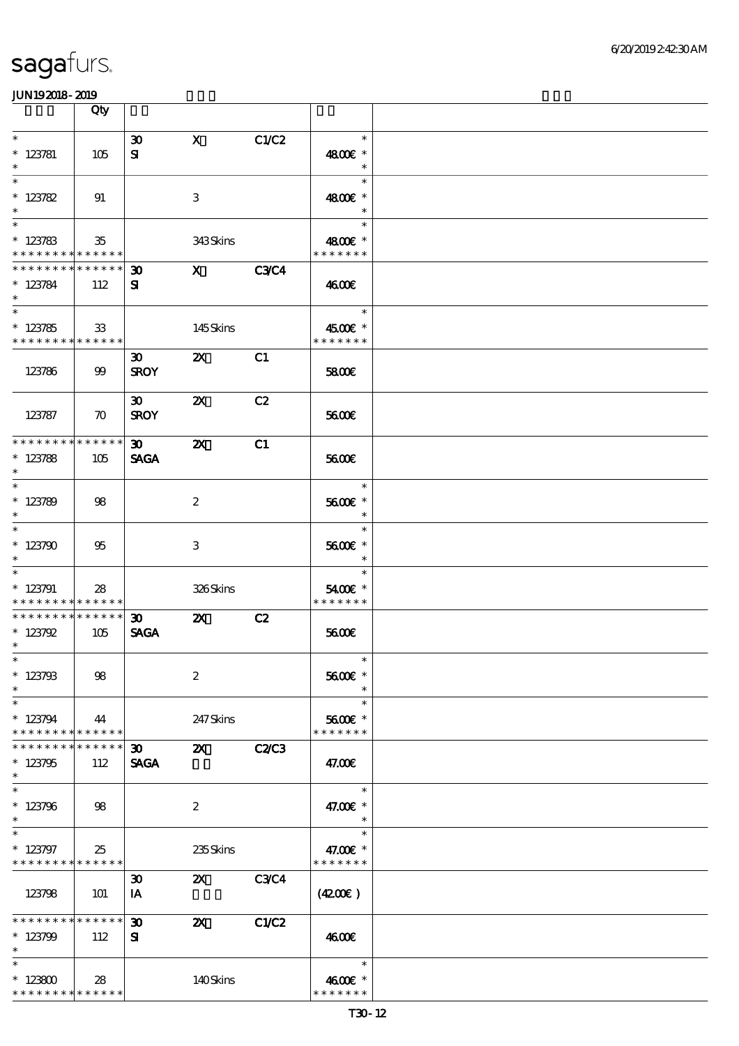| | Qty | | | | | |
|---|---|---|---|---|---|---|
| * <br> * 123781 <br> * | 105 | 30 <br> SI | X | C1/C2 | * <br> 48.00€ * <br> * | |
| * <br> * 123782 <br> * | 91 | | 3 | | * <br> 48.00€ * <br> * | |
| * <br> * 123783 <br> * * * * * * * * * * * * * * | 35 | | 343 Skins | | * <br> 48.00€ * <br> * * * * * * * | |
| * * * * * * * * * * * * * * <br> * 123784 <br> * | 112 | 30 <br> SI | X | C3/C4 | 46.00€ | |
| * <br> * 123785 <br> * * * * * * * * * * * * * * | 33 | | 145 Skins | | * <br> 45.00€ * <br> * * * * * * * | |
| 123786 | 99 | 30 <br> SROY | 2X | C1 | 58.00€ | |
| 123787 | 70 | 30 <br> SROY | 2X | C2 | 56.00€ | |
| * * * * * * * * * * * * * * <br> * 123788 <br> * | 105 | 30 <br> SAGA | 2X | C1 | 56.00€ | |
| * <br> * 123789 <br> * | 98 | | 2 | | * <br> 56.00€ * <br> * | |
| * <br> * 123790 <br> * | 95 | | 3 | | * <br> 56.00€ * <br> * | |
| * <br> * 123791 <br> * * * * * * * * * * * * * * | 28 | | 326 Skins | | * <br> 54.00€ * <br> * * * * * * * | |
| * * * * * * * * * * * * * * <br> * 123792 <br> * | 105 | 30 <br> SAGA | 2X | C2 | 56.00€ | |
| * <br> * 123793 <br> * | 98 | | 2 | | * <br> 56.00€ * <br> * | |
| * <br> * 123794 <br> * * * * * * * * * * * * * * | 44 | | 247 Skins | | * <br> 56.00€ * <br> * * * * * * * | |
| * * * * * * * * * * * * * * <br> * 123795 <br> * | 112 | 30 <br> SAGA | 2X | C2/C3 | 47.00€ | |
| * <br> * 123796 <br> * | 98 | | 2 | | * <br> 47.00€ * <br> * | |
| * <br> * 123797 <br> * * * * * * * * * * * * * * | 25 | | 235 Skins | | * <br> 47.00€ * <br> * * * * * * * | |
| 123798 | 101 | 30 <br> IA | 2X | C3/C4 | (42.00€) | |
| * * * * * * * * * * * * * * <br> * 123799 <br> * | 112 | 30 <br> SI | 2X | C1/C2 | 46.00€ | |
| * <br> * 123800 <br> * * * * * * * * * * * * * * | 28 | | 140 Skins | | * <br> 46.00€ * <br> * * * * * * * | |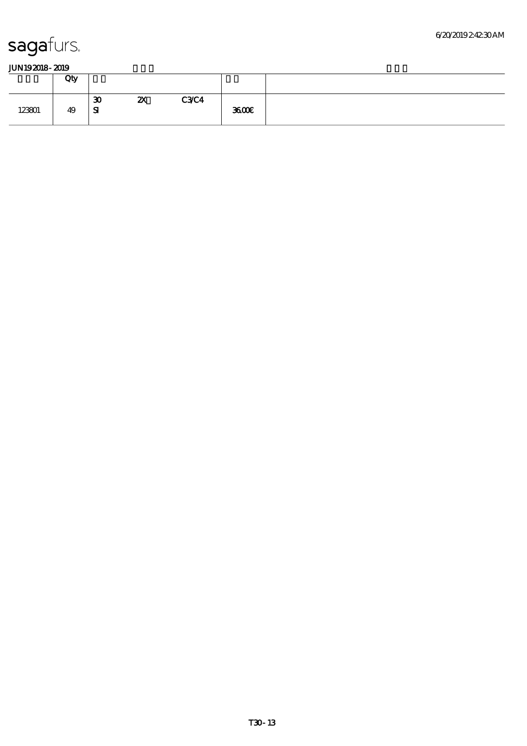sagafurs.

JUN19 2018 - 2019

| | Qty | | |
|---|---|---|---|
| 123801 | 49 | 30 2X C3/C4 SI | 36.00€ |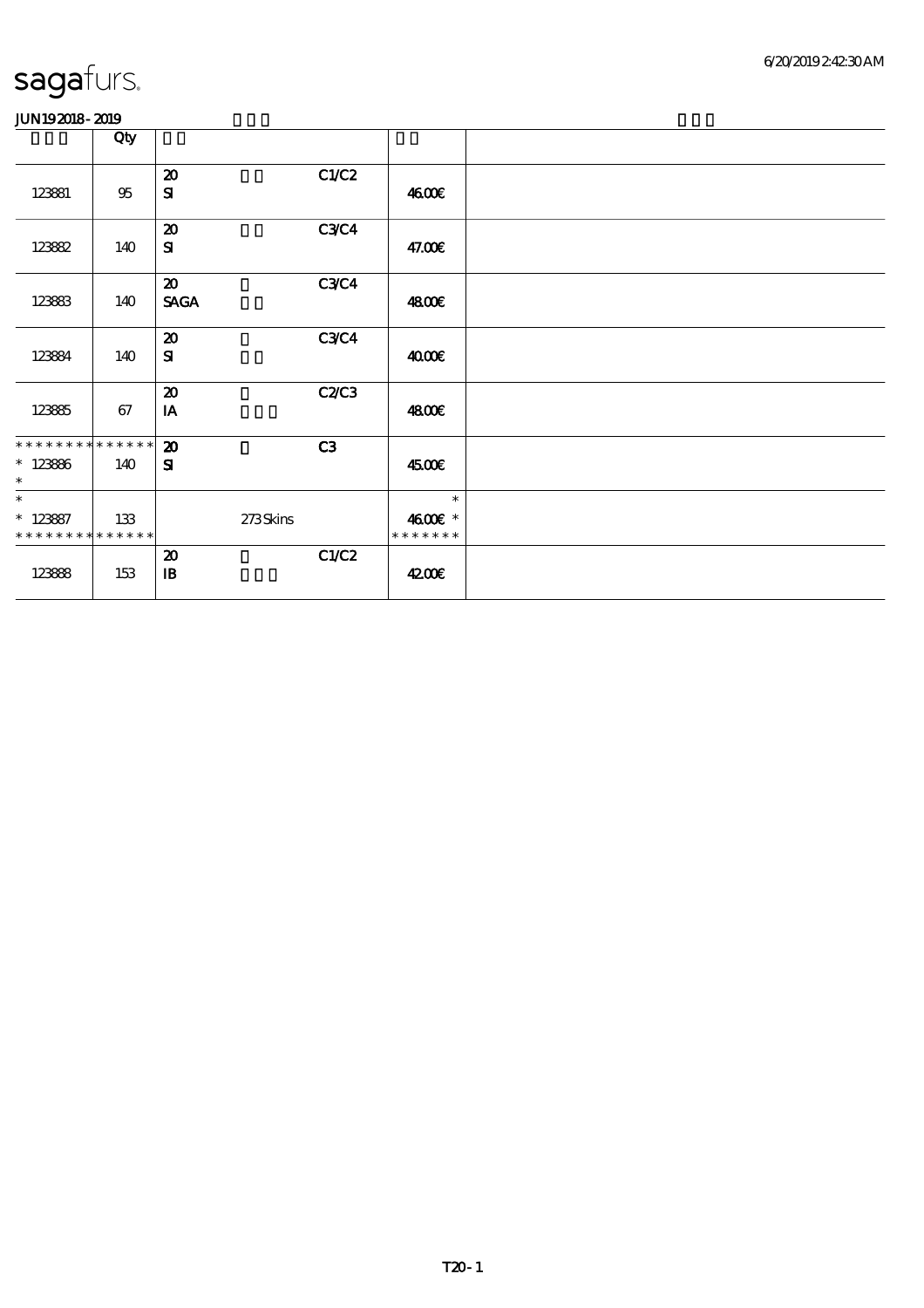# sagafurs.

JUN19 2018 - 2019

| | Qty | | | | | |
|---|---|---|---|---|---|---|
| 123881 | 95 | 20<br>SI | | C1/C2 | 46.00€ | |
| 123882 | 140 | 20<br>SI | | C3/C4 | 47.00€ | |
| 123883 | 140 | 20<br>SAGA | | C3/C4 | 48.00€ | |
| 123884 | 140 | 20<br>SI | | C3/C4 | 40.00€ | |
| 123885 | 67 | 20<br>IA | | C2/C3 | 48.00€ | |
| ************** <br>* 123886<br>* | 140 | 20<br>SI | | C3 | 45.00€ | |
| *<br>* 123887<br>************** | 133 | | 273 Skins | | *<br>46.00€ *<br>******* | |
| 123888 | 153 | 20<br>IB | | C1/C2 | 42.00€ | |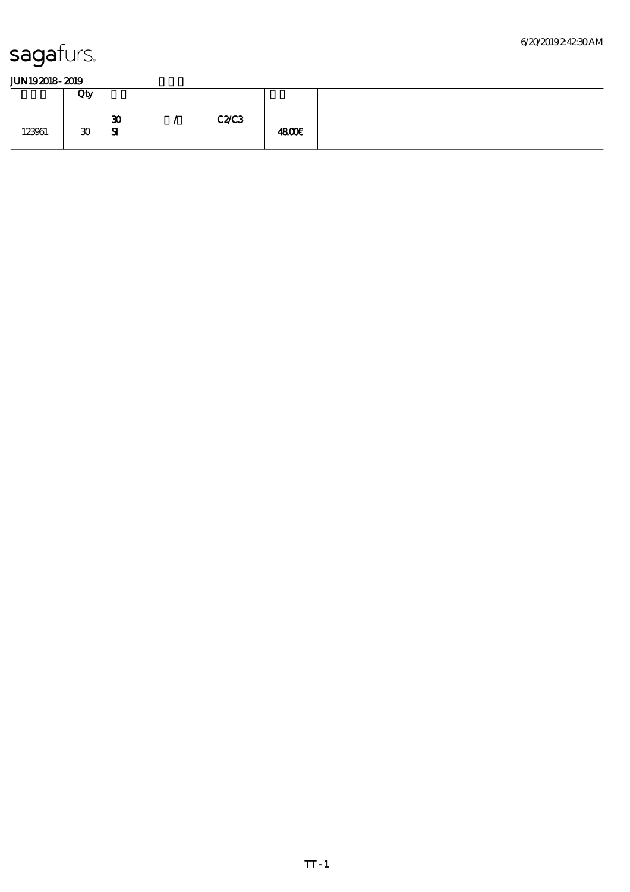sagafurs.

JUN19 2018 - 2019

| | Qty | | |
|---|---|---|---|
| 123961 | 30 | 30 / C2/C3<br>SI | 48.00€ |

TT - 1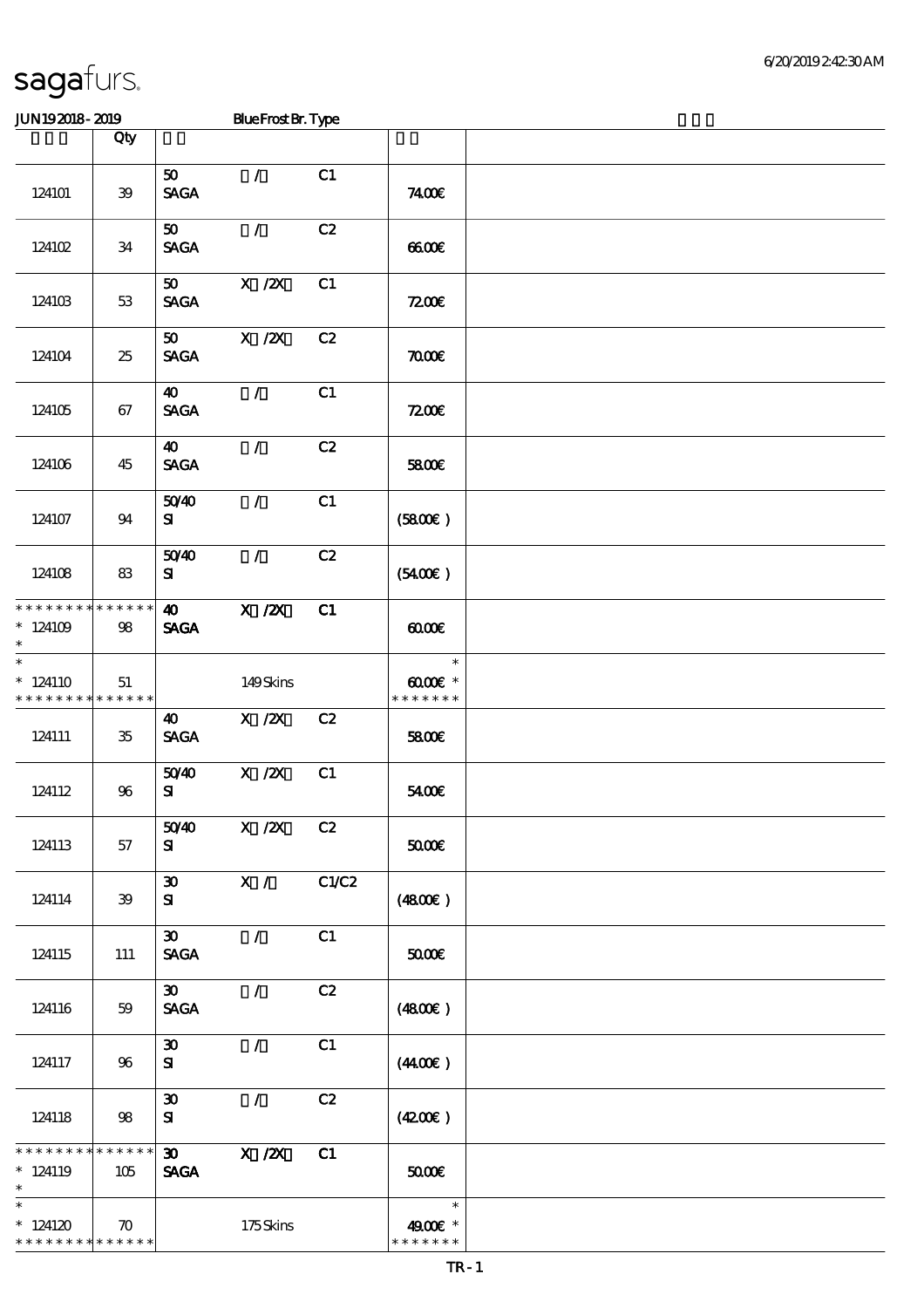# sagafurs.

JUN19 2018 - 2019 Blue Frost Br. Type

| | Qty | | | | | |
|---|---|---|---|---|---|---|
| 124101 | 39 | 50 SAGA | / | C1 | 74.00€ | |
| 124102 | 34 | 50 SAGA | / | C2 | 66.00€ | |
| 124103 | 53 | 50 SAGA | X /2X | C1 | 72.00€ | |
| 124104 | 25 | 50 SAGA | X /2X | C2 | 70.00€ | |
| 124105 | 67 | 40 SAGA | / | C1 | 72.00€ | |
| 124106 | 45 | 40 SAGA | / | C2 | 58.00€ | |
| 124107 | 94 | 50/40 SI | / | C1 | (58.00€ ) | |
| 124108 | 83 | 50/40 SI | / | C2 | (54.00€ ) | |
| * * * * * * * * * * * * * * * 124109 * | 98 | 40 SAGA | X /2X | C1 | 60.00€ | |
| * * 124110 * * * * * * * * * * * * * * | 51 | | 149 Skins | | * 60.00€ * * * * * * * * | |
| 124111 | 35 | 40 SAGA | X /2X | C2 | 58.00€ | |
| 124112 | 96 | 50/40 SI | X /2X | C1 | 54.00€ | |
| 124113 | 57 | 50/40 SI | X /2X | C2 | 50.00€ | |
| 124114 | 39 | 30 SI | X / | C1/C2 | (48.00€ ) | |
| 124115 | 111 | 30 SAGA | / | C1 | 50.00€ | |
| 124116 | 59 | 30 SAGA | / | C2 | (48.00€ ) | |
| 124117 | 96 | 30 SI | / | C1 | (44.00€ ) | |
| 124118 | 98 | 30 SI | / | C2 | (42.00€ ) | |
| * * * * * * * * * * * * * * * 124119 * | 105 | 30 SAGA | X /2X | C1 | 50.00€ | |
| * * 124120 * * * * * * * * * * * * * * | 70 | | 175 Skins | | * 49.00€ * * * * * * * * | |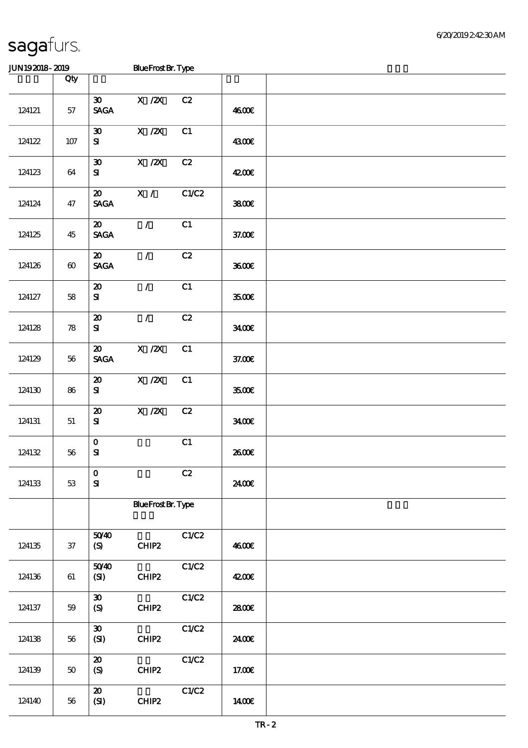sagafurs.

| | Qty | | | | | |
|---|---|---|---|---|---|---|
| 124121 | 57 | 30 SAGA | X /2X | C2 | 46.00€ | |
| 124122 | 107 | 30 SI | X /2X | C1 | 43.00€ | |
| 124123 | 64 | 30 SI | X /2X | C2 | 42.00€ | |
| 124124 | 47 | 20 SAGA | X / | C1/C2 | 38.00€ | |
| 124125 | 45 | 20 SAGA | / | C1 | 37.00€ | |
| 124126 | 60 | 20 SAGA | / | C2 | 36.00€ | |
| 124127 | 58 | 20 SI | / | C1 | 35.00€ | |
| 124128 | 78 | 20 SI | / | C2 | 34.00€ | |
| 124129 | 56 | 20 SAGA | X /2X | C1 | 37.00€ | |
| 124130 | 86 | 20 SI | X /2X | C1 | 35.00€ | |
| 124131 | 51 | 20 SI | X /2X | C2 | 34.00€ | |
| 124132 | 56 | 0 SI | | C1 | 26.00€ | |
| 124133 | 53 | 0 SI | | C2 | 24.00€ | |
| | | | Blue Frost Br. Type | | | |
| 124135 | 37 | 50/40 (S) | CHIP2 | C1/C2 | 46.00€ | |
| 124136 | 61 | 50/40 (SI) | CHIP2 | C1/C2 | 42.00€ | |
| 124137 | 59 | 30 (S) | CHIP2 | C1/C2 | 28.00€ | |
| 124138 | 56 | 30 (SI) | CHIP2 | C1/C2 | 24.00€ | |
| 124139 | 50 | 20 (S) | CHIP2 | C1/C2 | 17.00€ | |
| 124140 | 56 | 20 (SI) | CHIP2 | C1/C2 | 14.00€ | |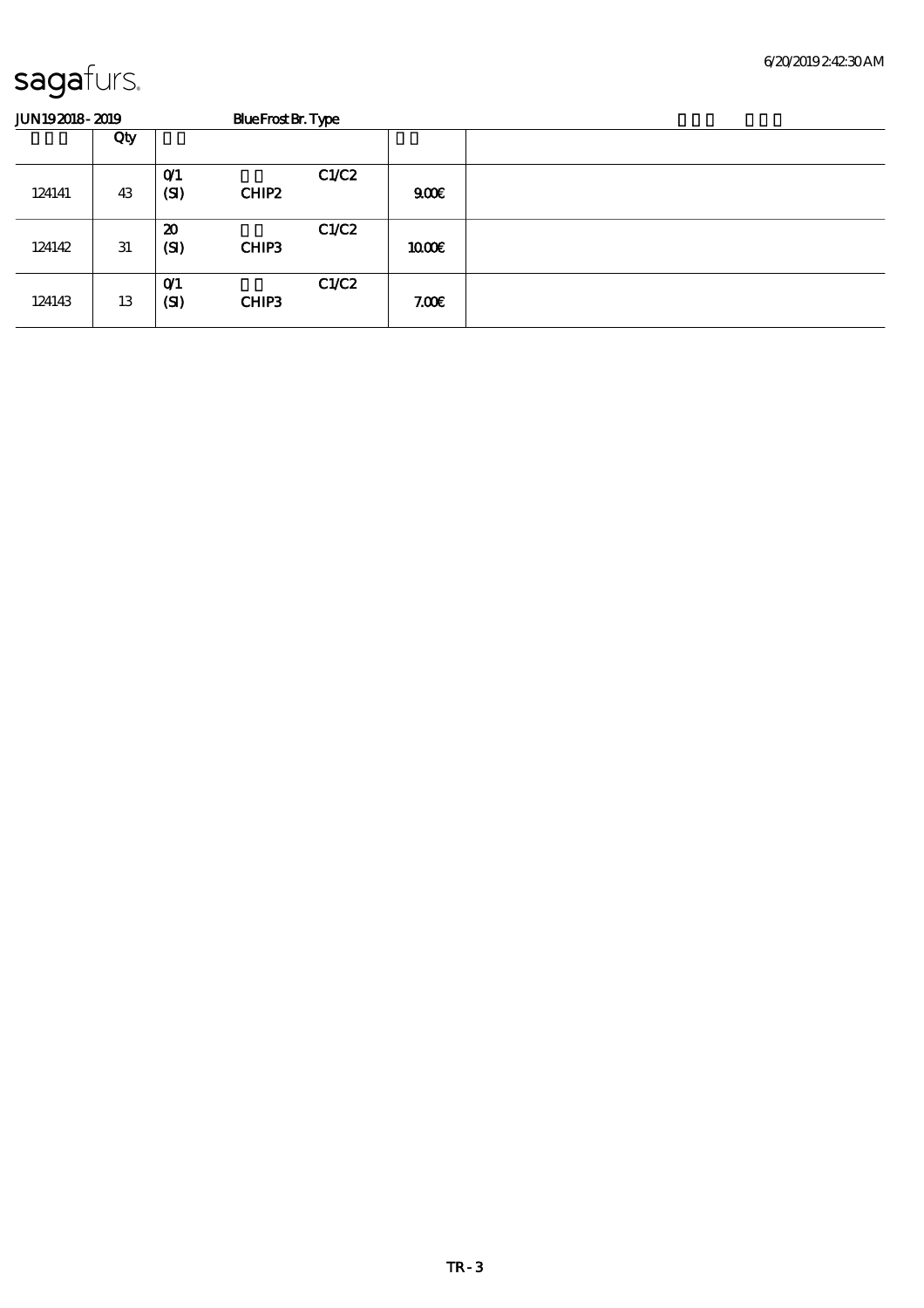sagafurs.

JUN19 2018 - 2019 Blue Frost Br. Type

| | Qty | | | | | |
|---|---|---|---|---|---|---|
| 124141 | 43 | 0/1 (SI) | CHIP2 | C1/C2 | 9.00€ | |
| 124142 | 31 | 20 (SI) | CHIP3 | C1/C2 | 10.00€ | |
| 124143 | 13 | 0/1 (SI) | CHIP3 | C1/C2 | 7.00€ | |

TR - 3